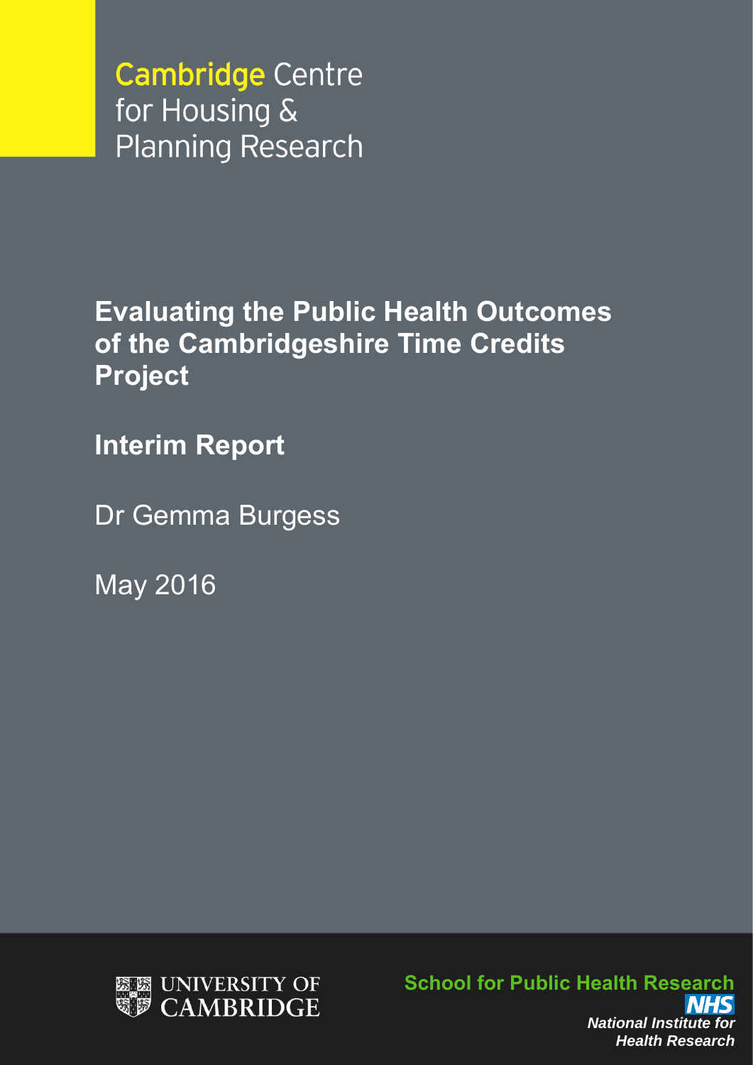Cambridge Centre for Housing & Planning Research

# Evaluating the Public Health Outcomes of the Cambridgeshire Time Credits Project

## Interim Report

Dr Gemma Burgess

May 2016

UNIVERSITY OF CAMBRIDGE

School for Public Health Research

NHS

*National Institute for Health Research*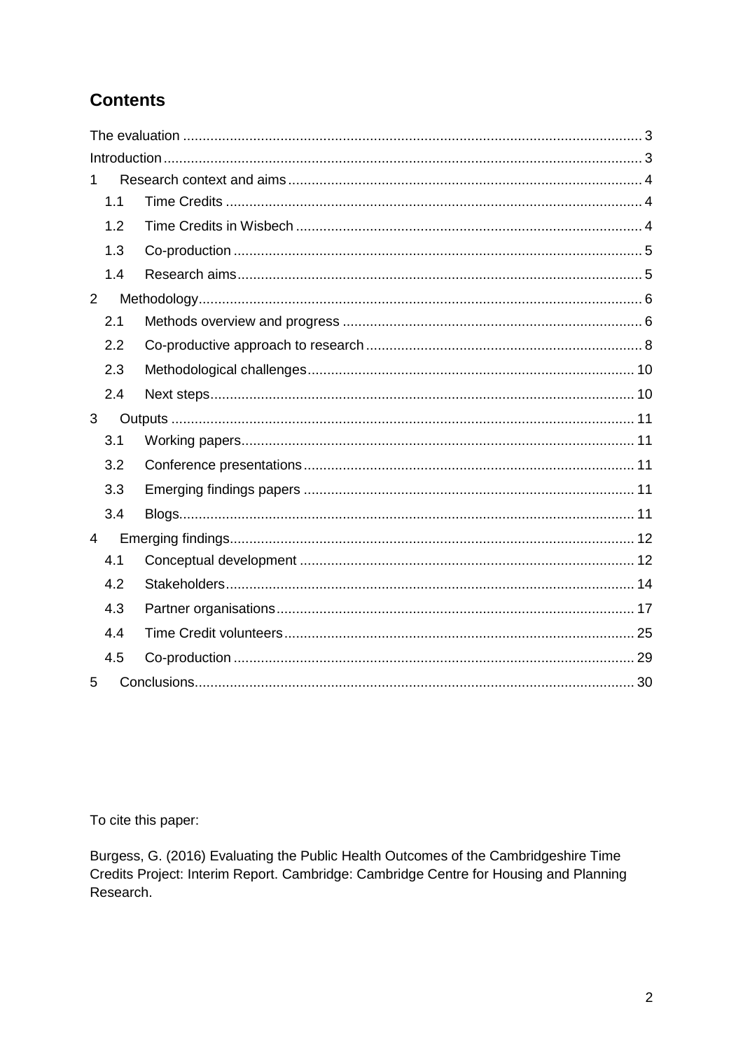## Contents

The evaluation ..................................................................................................................... 3

Introduction .......................................................................................................................... 3

1 Research context and aims .......................................................................................... 4

- 1.1 Time Credits .......................................................................................................... 4
- 1.2 Time Credits in Wisbech ........................................................................................ 4
- 1.3 Co-production ........................................................................................................ 5
- 1.4 Research aims ....................................................................................................... 5

2 Methodology ................................................................................................................. 6

- 2.1 Methods overview and progress ............................................................................ 6
- 2.2 Co-productive approach to research ...................................................................... 8
- 2.3 Methodological challenges ................................................................................... 10
- 2.4 Next steps ............................................................................................................ 10

3 Outputs ...................................................................................................................... 11

- 3.1 Working papers .................................................................................................... 11
- 3.2 Conference presentations .................................................................................... 11
- 3.3 Emerging findings papers .................................................................................... 11
- 3.4 Blogs .................................................................................................................... 11

4 Emerging findings ....................................................................................................... 12

- 4.1 Conceptual development ..................................................................................... 12
- 4.2 Stakeholders ........................................................................................................ 14
- 4.3 Partner organisations ........................................................................................... 17
- 4.4 Time Credit volunteers ......................................................................................... 25
- 4.5 Co-production ...................................................................................................... 29

5 Conclusions ................................................................................................................ 30

To cite this paper:

Burgess, G. (2016) Evaluating the Public Health Outcomes of the Cambridgeshire Time Credits Project: Interim Report. Cambridge: Cambridge Centre for Housing and Planning Research.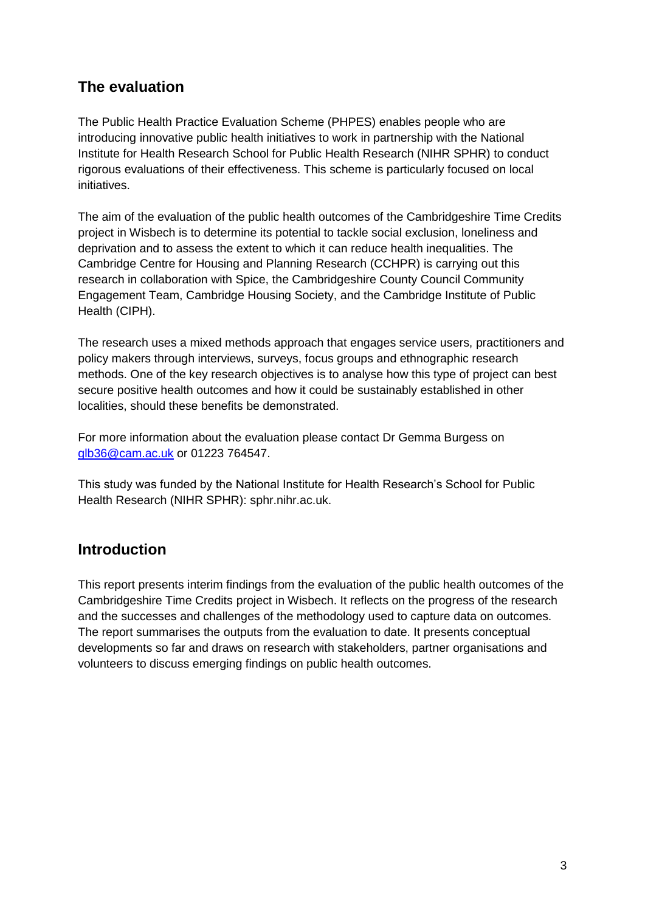## The evaluation

The Public Health Practice Evaluation Scheme (PHPES) enables people who are introducing innovative public health initiatives to work in partnership with the National Institute for Health Research School for Public Health Research (NIHR SPHR) to conduct rigorous evaluations of their effectiveness. This scheme is particularly focused on local initiatives.

The aim of the evaluation of the public health outcomes of the Cambridgeshire Time Credits project in Wisbech is to determine its potential to tackle social exclusion, loneliness and deprivation and to assess the extent to which it can reduce health inequalities. The Cambridge Centre for Housing and Planning Research (CCHPR) is carrying out this research in collaboration with Spice, the Cambridgeshire County Council Community Engagement Team, Cambridge Housing Society, and the Cambridge Institute of Public Health (CIPH).

The research uses a mixed methods approach that engages service users, practitioners and policy makers through interviews, surveys, focus groups and ethnographic research methods. One of the key research objectives is to analyse how this type of project can best secure positive health outcomes and how it could be sustainably established in other localities, should these benefits be demonstrated.

For more information about the evaluation please contact Dr Gemma Burgess on glb36@cam.ac.uk or 01223 764547.

This study was funded by the National Institute for Health Research's School for Public Health Research (NIHR SPHR): sphr.nihr.ac.uk.

## Introduction

This report presents interim findings from the evaluation of the public health outcomes of the Cambridgeshire Time Credits project in Wisbech. It reflects on the progress of the research and the successes and challenges of the methodology used to capture data on outcomes. The report summarises the outputs from the evaluation to date. It presents conceptual developments so far and draws on research with stakeholders, partner organisations and volunteers to discuss emerging findings on public health outcomes.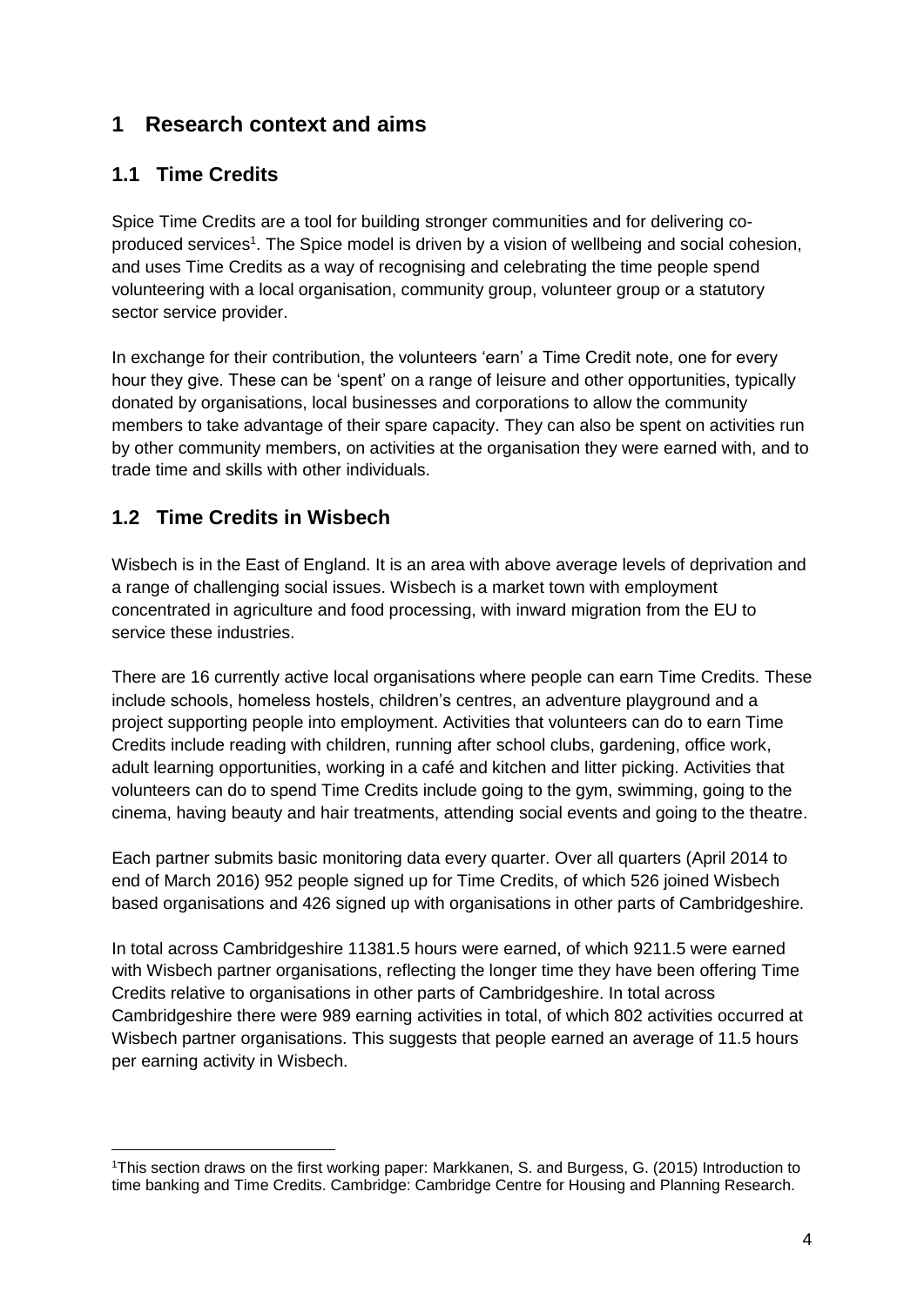# 1 Research context and aims

## 1.1 Time Credits

Spice Time Credits are a tool for building stronger communities and for delivering co-produced services[1]. The Spice model is driven by a vision of wellbeing and social cohesion, and uses Time Credits as a way of recognising and celebrating the time people spend volunteering with a local organisation, community group, volunteer group or a statutory sector service provider.

In exchange for their contribution, the volunteers 'earn' a Time Credit note, one for every hour they give. These can be 'spent' on a range of leisure and other opportunities, typically donated by organisations, local businesses and corporations to allow the community members to take advantage of their spare capacity. They can also be spent on activities run by other community members, on activities at the organisation they were earned with, and to trade time and skills with other individuals.

## 1.2 Time Credits in Wisbech

Wisbech is in the East of England. It is an area with above average levels of deprivation and a range of challenging social issues. Wisbech is a market town with employment concentrated in agriculture and food processing, with inward migration from the EU to service these industries.

There are 16 currently active local organisations where people can earn Time Credits. These include schools, homeless hostels, children's centres, an adventure playground and a project supporting people into employment. Activities that volunteers can do to earn Time Credits include reading with children, running after school clubs, gardening, office work, adult learning opportunities, working in a café and kitchen and litter picking. Activities that volunteers can do to spend Time Credits include going to the gym, swimming, going to the cinema, having beauty and hair treatments, attending social events and going to the theatre.

Each partner submits basic monitoring data every quarter. Over all quarters (April 2014 to end of March 2016) 952 people signed up for Time Credits, of which 526 joined Wisbech based organisations and 426 signed up with organisations in other parts of Cambridgeshire.

In total across Cambridgeshire 11381.5 hours were earned, of which 9211.5 were earned with Wisbech partner organisations, reflecting the longer time they have been offering Time Credits relative to organisations in other parts of Cambridgeshire. In total across Cambridgeshire there were 989 earning activities in total, of which 802 activities occurred at Wisbech partner organisations. This suggests that people earned an average of 11.5 hours per earning activity in Wisbech.

---

[1]This section draws on the first working paper: Markkanen, S. and Burgess, G. (2015) Introduction to time banking and Time Credits. Cambridge: Cambridge Centre for Housing and Planning Research.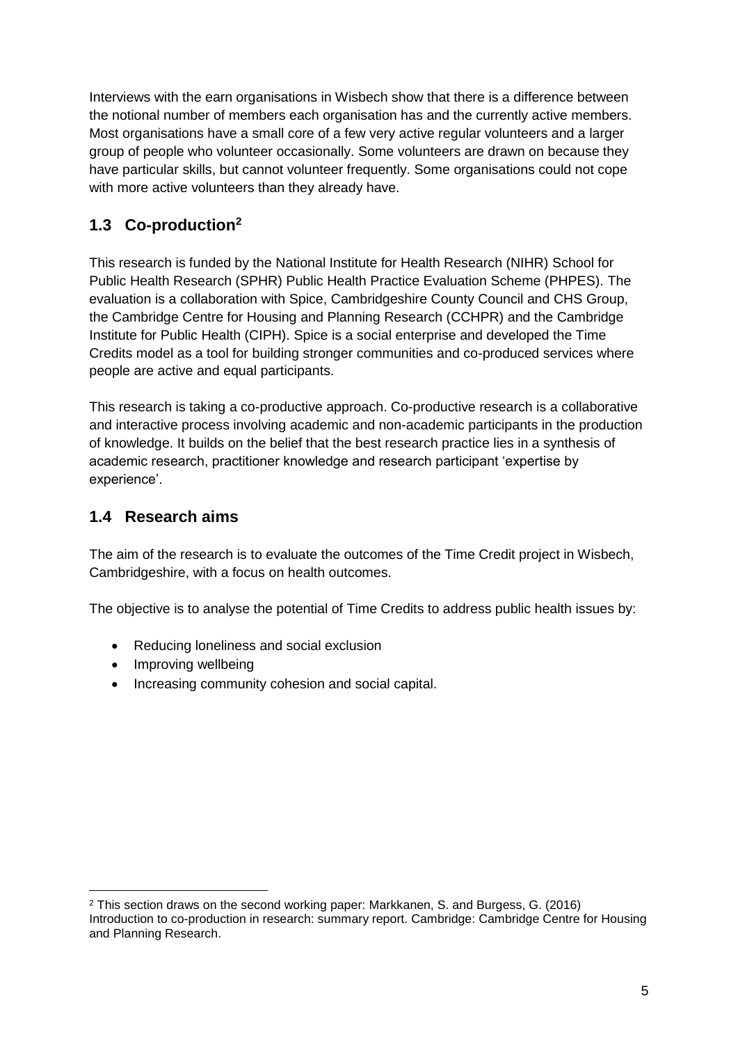Interviews with the earn organisations in Wisbech show that there is a difference between the notional number of members each organisation has and the currently active members. Most organisations have a small core of a few very active regular volunteers and a larger group of people who volunteer occasionally. Some volunteers are drawn on because they have particular skills, but cannot volunteer frequently. Some organisations could not cope with more active volunteers than they already have.

## 1.3 Co-production[2]

This research is funded by the National Institute for Health Research (NIHR) School for Public Health Research (SPHR) Public Health Practice Evaluation Scheme (PHPES). The evaluation is a collaboration with Spice, Cambridgeshire County Council and CHS Group, the Cambridge Centre for Housing and Planning Research (CCHPR) and the Cambridge Institute for Public Health (CIPH). Spice is a social enterprise and developed the Time Credits model as a tool for building stronger communities and co-produced services where people are active and equal participants.

This research is taking a co-productive approach. Co-productive research is a collaborative and interactive process involving academic and non-academic participants in the production of knowledge. It builds on the belief that the best research practice lies in a synthesis of academic research, practitioner knowledge and research participant 'expertise by experience'.

## 1.4 Research aims

The aim of the research is to evaluate the outcomes of the Time Credit project in Wisbech, Cambridgeshire, with a focus on health outcomes.

The objective is to analyse the potential of Time Credits to address public health issues by:

- Reducing loneliness and social exclusion
- Improving wellbeing
- Increasing community cohesion and social capital.

---

[2] This section draws on the second working paper: Markkanen, S. and Burgess, G. (2016) Introduction to co-production in research: summary report. Cambridge: Cambridge Centre for Housing and Planning Research.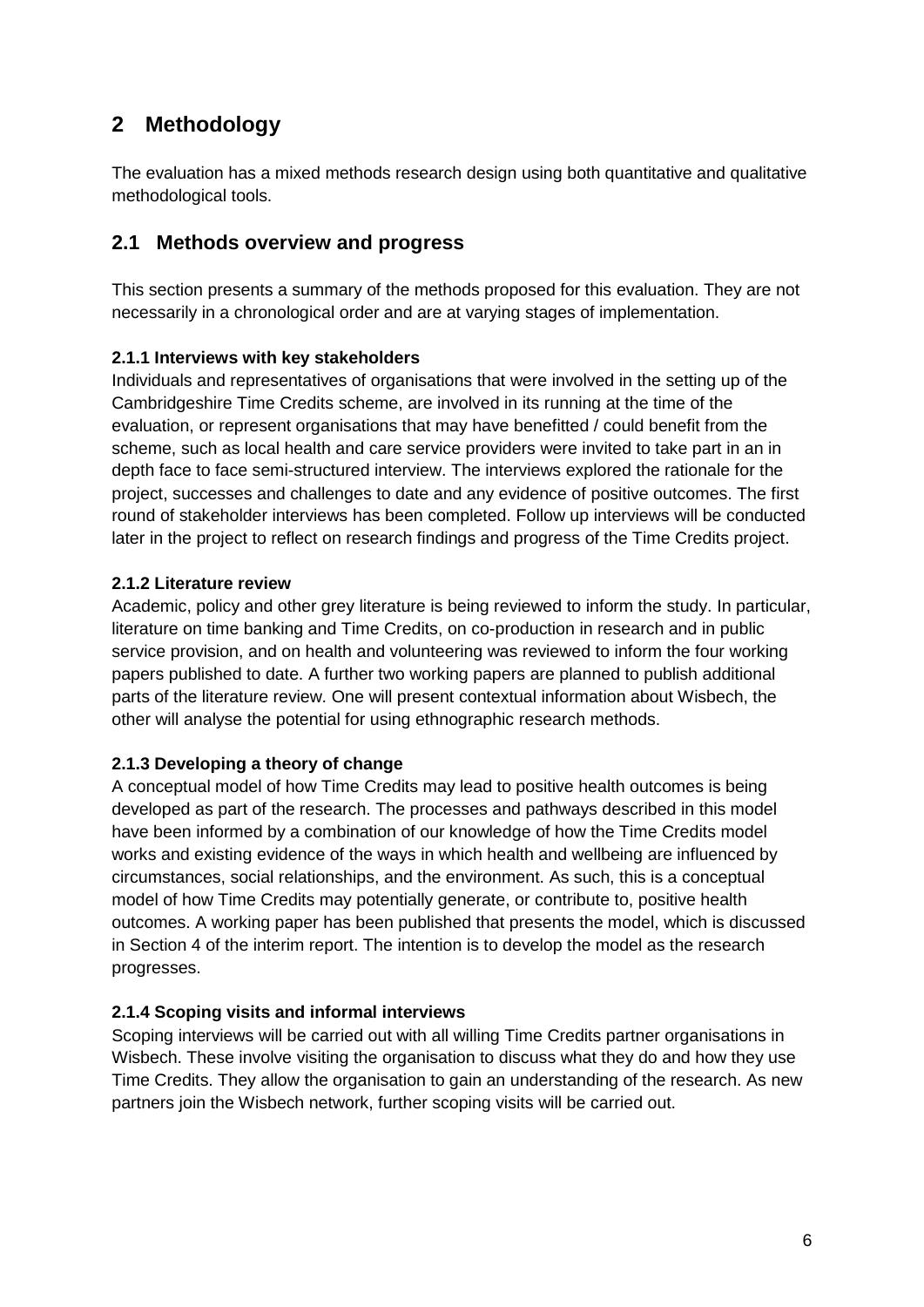# 2 Methodology

The evaluation has a mixed methods research design using both quantitative and qualitative methodological tools.

## 2.1 Methods overview and progress

This section presents a summary of the methods proposed for this evaluation. They are not necessarily in a chronological order and are at varying stages of implementation.

**2.1.1 Interviews with key stakeholders**

Individuals and representatives of organisations that were involved in the setting up of the Cambridgeshire Time Credits scheme, are involved in its running at the time of the evaluation, or represent organisations that may have benefitted / could benefit from the scheme, such as local health and care service providers were invited to take part in an in depth face to face semi-structured interview. The interviews explored the rationale for the project, successes and challenges to date and any evidence of positive outcomes. The first round of stakeholder interviews has been completed. Follow up interviews will be conducted later in the project to reflect on research findings and progress of the Time Credits project.

**2.1.2 Literature review**

Academic, policy and other grey literature is being reviewed to inform the study. In particular, literature on time banking and Time Credits, on co-production in research and in public service provision, and on health and volunteering was reviewed to inform the four working papers published to date. A further two working papers are planned to publish additional parts of the literature review. One will present contextual information about Wisbech, the other will analyse the potential for using ethnographic research methods.

**2.1.3 Developing a theory of change**

A conceptual model of how Time Credits may lead to positive health outcomes is being developed as part of the research. The processes and pathways described in this model have been informed by a combination of our knowledge of how the Time Credits model works and existing evidence of the ways in which health and wellbeing are influenced by circumstances, social relationships, and the environment. As such, this is a conceptual model of how Time Credits may potentially generate, or contribute to, positive health outcomes. A working paper has been published that presents the model, which is discussed in Section 4 of the interim report. The intention is to develop the model as the research progresses.

**2.1.4 Scoping visits and informal interviews**

Scoping interviews will be carried out with all willing Time Credits partner organisations in Wisbech. These involve visiting the organisation to discuss what they do and how they use Time Credits. They allow the organisation to gain an understanding of the research. As new partners join the Wisbech network, further scoping visits will be carried out.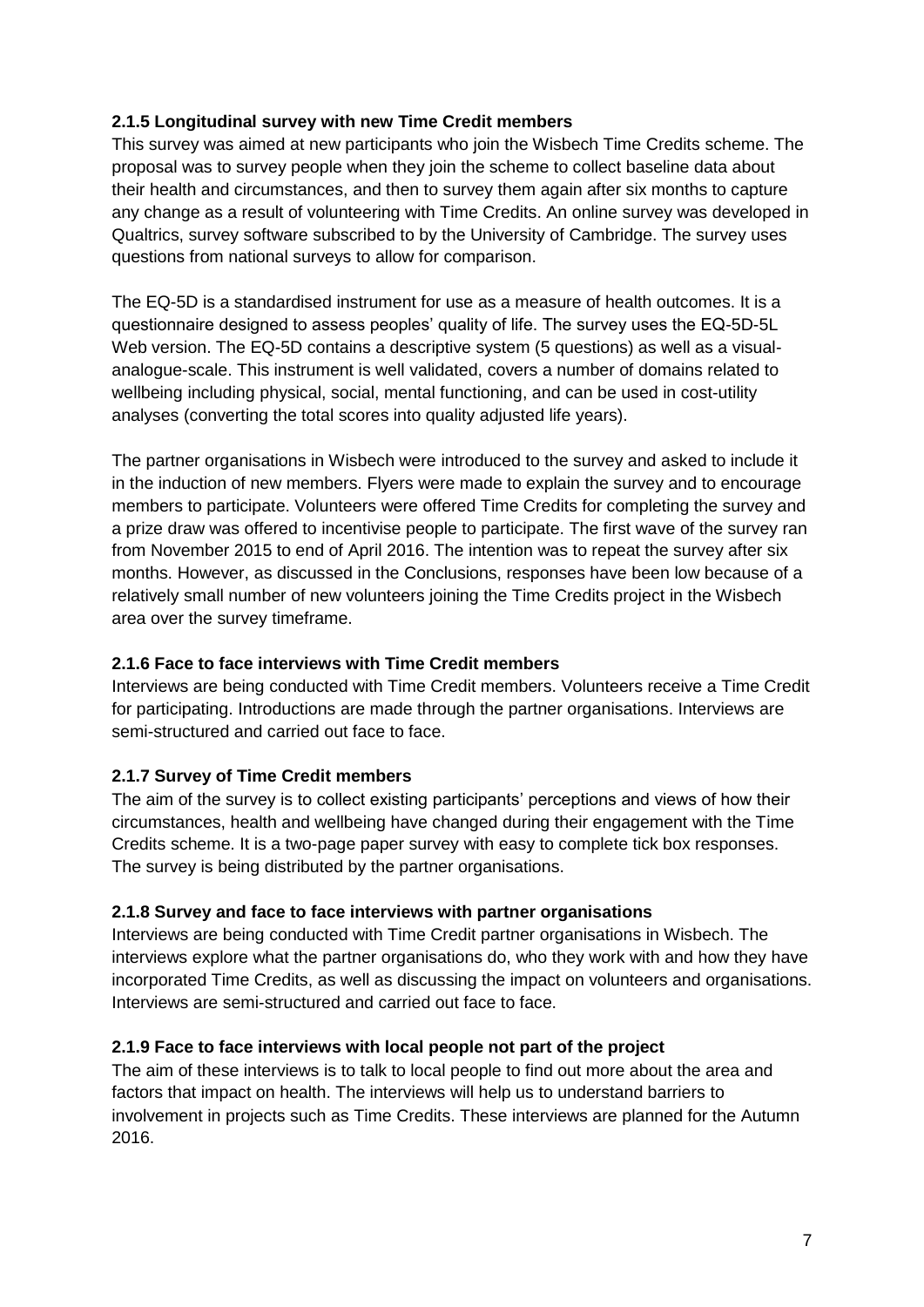### 2.1.5 Longitudinal survey with new Time Credit members

This survey was aimed at new participants who join the Wisbech Time Credits scheme. The proposal was to survey people when they join the scheme to collect baseline data about their health and circumstances, and then to survey them again after six months to capture any change as a result of volunteering with Time Credits. An online survey was developed in Qualtrics, survey software subscribed to by the University of Cambridge. The survey uses questions from national surveys to allow for comparison.

The EQ-5D is a standardised instrument for use as a measure of health outcomes. It is a questionnaire designed to assess peoples' quality of life. The survey uses the EQ-5D-5L Web version. The EQ-5D contains a descriptive system (5 questions) as well as a visual-analogue-scale. This instrument is well validated, covers a number of domains related to wellbeing including physical, social, mental functioning, and can be used in cost-utility analyses (converting the total scores into quality adjusted life years).

The partner organisations in Wisbech were introduced to the survey and asked to include it in the induction of new members. Flyers were made to explain the survey and to encourage members to participate. Volunteers were offered Time Credits for completing the survey and a prize draw was offered to incentivise people to participate. The first wave of the survey ran from November 2015 to end of April 2016. The intention was to repeat the survey after six months. However, as discussed in the Conclusions, responses have been low because of a relatively small number of new volunteers joining the Time Credits project in the Wisbech area over the survey timeframe.

### 2.1.6 Face to face interviews with Time Credit members

Interviews are being conducted with Time Credit members. Volunteers receive a Time Credit for participating. Introductions are made through the partner organisations. Interviews are semi-structured and carried out face to face.

### 2.1.7 Survey of Time Credit members

The aim of the survey is to collect existing participants' perceptions and views of how their circumstances, health and wellbeing have changed during their engagement with the Time Credits scheme. It is a two-page paper survey with easy to complete tick box responses. The survey is being distributed by the partner organisations.

### 2.1.8 Survey and face to face interviews with partner organisations

Interviews are being conducted with Time Credit partner organisations in Wisbech. The interviews explore what the partner organisations do, who they work with and how they have incorporated Time Credits, as well as discussing the impact on volunteers and organisations. Interviews are semi-structured and carried out face to face.

### 2.1.9 Face to face interviews with local people not part of the project

The aim of these interviews is to talk to local people to find out more about the area and factors that impact on health. The interviews will help us to understand barriers to involvement in projects such as Time Credits. These interviews are planned for the Autumn 2016.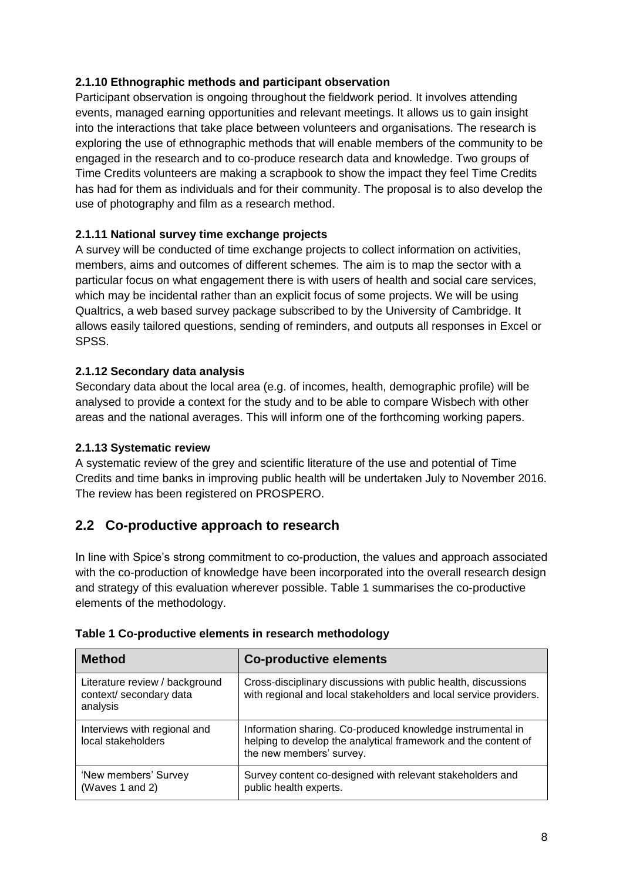#### 2.1.10 Ethnographic methods and participant observation

Participant observation is ongoing throughout the fieldwork period. It involves attending events, managed earning opportunities and relevant meetings. It allows us to gain insight into the interactions that take place between volunteers and organisations. The research is exploring the use of ethnographic methods that will enable members of the community to be engaged in the research and to co-produce research data and knowledge. Two groups of Time Credits volunteers are making a scrapbook to show the impact they feel Time Credits has had for them as individuals and for their community. The proposal is to also develop the use of photography and film as a research method.

#### 2.1.11 National survey time exchange projects

A survey will be conducted of time exchange projects to collect information on activities, members, aims and outcomes of different schemes. The aim is to map the sector with a particular focus on what engagement there is with users of health and social care services, which may be incidental rather than an explicit focus of some projects. We will be using Qualtrics, a web based survey package subscribed to by the University of Cambridge. It allows easily tailored questions, sending of reminders, and outputs all responses in Excel or SPSS.

#### 2.1.12 Secondary data analysis

Secondary data about the local area (e.g. of incomes, health, demographic profile) will be analysed to provide a context for the study and to be able to compare Wisbech with other areas and the national averages. This will inform one of the forthcoming working papers.

#### 2.1.13 Systematic review

A systematic review of the grey and scientific literature of the use and potential of Time Credits and time banks in improving public health will be undertaken July to November 2016. The review has been registered on PROSPERO.

## 2.2 Co-productive approach to research

In line with Spice's strong commitment to co-production, the values and approach associated with the co-production of knowledge have been incorporated into the overall research design and strategy of this evaluation wherever possible. Table 1 summarises the co-productive elements of the methodology.

**Table 1 Co-productive elements in research methodology**

| Method | Co-productive elements |
|---|---|
| Literature review / background context/ secondary data analysis | Cross-disciplinary discussions with public health, discussions with regional and local stakeholders and local service providers. |
| Interviews with regional and local stakeholders | Information sharing. Co-produced knowledge instrumental in helping to develop the analytical framework and the content of the new members' survey. |
| 'New members' Survey (Waves 1 and 2) | Survey content co-designed with relevant stakeholders and public health experts. |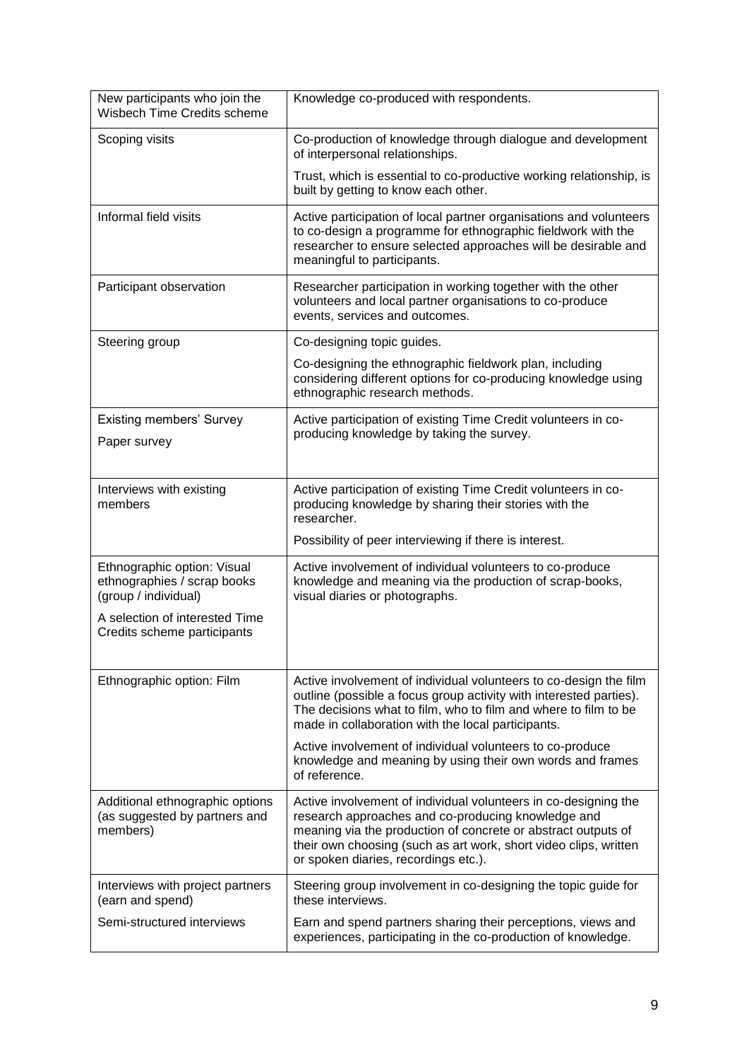| | |
|---|---|
| New participants who join the Wisbech Time Credits scheme | Knowledge co-produced with respondents. |
| Scoping visits | Co-production of knowledge through dialogue and development of interpersonal relationships.<br><br>Trust, which is essential to co-productive working relationship, is built by getting to know each other. |
| Informal field visits | Active participation of local partner organisations and volunteers to co-design a programme for ethnographic fieldwork with the researcher to ensure selected approaches will be desirable and meaningful to participants. |
| Participant observation | Researcher participation in working together with the other volunteers and local partner organisations to co-produce events, services and outcomes. |
| Steering group | Co-designing topic guides.<br><br>Co-designing the ethnographic fieldwork plan, including considering different options for co-producing knowledge using ethnographic research methods. |
| Existing members' Survey<br><br>Paper survey | Active participation of existing Time Credit volunteers in co-producing knowledge by taking the survey. |
| Interviews with existing members | Active participation of existing Time Credit volunteers in co-producing knowledge by sharing their stories with the researcher.<br><br>Possibility of peer interviewing if there is interest. |
| Ethnographic option: Visual ethnographies / scrap books (group / individual)<br><br>A selection of interested Time Credits scheme participants | Active involvement of individual volunteers to co-produce knowledge and meaning via the production of scrap-books, visual diaries or photographs. |
| Ethnographic option: Film | Active involvement of individual volunteers to co-design the film outline (possible a focus group activity with interested parties). The decisions what to film, who to film and where to film to be made in collaboration with the local participants.<br><br>Active involvement of individual volunteers to co-produce knowledge and meaning by using their own words and frames of reference. |
| Additional ethnographic options (as suggested by partners and members) | Active involvement of individual volunteers in co-designing the research approaches and co-producing knowledge and meaning via the production of concrete or abstract outputs of their own choosing (such as art work, short video clips, written or spoken diaries, recordings etc.). |
| Interviews with project partners (earn and spend)<br><br>Semi-structured interviews | Steering group involvement in co-designing the topic guide for these interviews.<br><br>Earn and spend partners sharing their perceptions, views and experiences, participating in the co-production of knowledge. |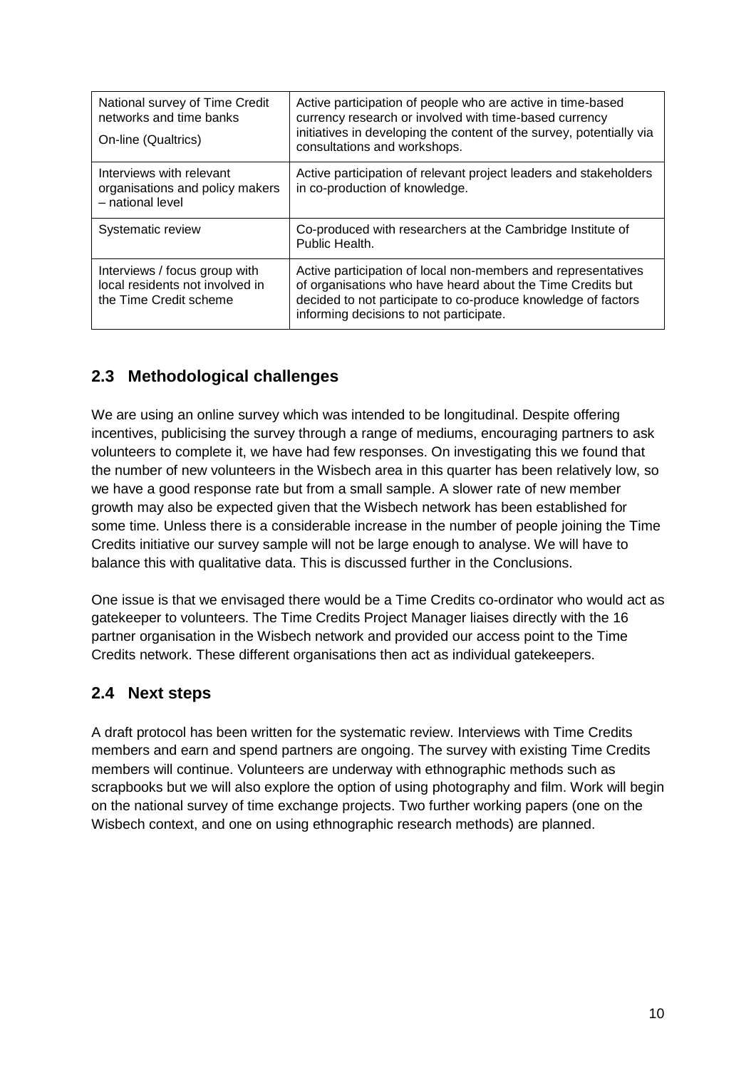| | |
|---|---|
| National survey of Time Credit networks and time banks<br>On-line (Qualtrics) | Active participation of people who are active in time-based currency research or involved with time-based currency initiatives in developing the content of the survey, potentially via consultations and workshops. |
| Interviews with relevant organisations and policy makers – national level | Active participation of relevant project leaders and stakeholders in co-production of knowledge. |
| Systematic review | Co-produced with researchers at the Cambridge Institute of Public Health. |
| Interviews / focus group with local residents not involved in the Time Credit scheme | Active participation of local non-members and representatives of organisations who have heard about the Time Credits but decided to not participate to co-produce knowledge of factors informing decisions to not participate. |

## 2.3 Methodological challenges

We are using an online survey which was intended to be longitudinal. Despite offering incentives, publicising the survey through a range of mediums, encouraging partners to ask volunteers to complete it, we have had few responses. On investigating this we found that the number of new volunteers in the Wisbech area in this quarter has been relatively low, so we have a good response rate but from a small sample. A slower rate of new member growth may also be expected given that the Wisbech network has been established for some time. Unless there is a considerable increase in the number of people joining the Time Credits initiative our survey sample will not be large enough to analyse. We will have to balance this with qualitative data. This is discussed further in the Conclusions.

One issue is that we envisaged there would be a Time Credits co-ordinator who would act as gatekeeper to volunteers. The Time Credits Project Manager liaises directly with the 16 partner organisation in the Wisbech network and provided our access point to the Time Credits network. These different organisations then act as individual gatekeepers.

## 2.4 Next steps

A draft protocol has been written for the systematic review. Interviews with Time Credits members and earn and spend partners are ongoing. The survey with existing Time Credits members will continue. Volunteers are underway with ethnographic methods such as scrapbooks but we will also explore the option of using photography and film. Work will begin on the national survey of time exchange projects. Two further working papers (one on the Wisbech context, and one on using ethnographic research methods) are planned.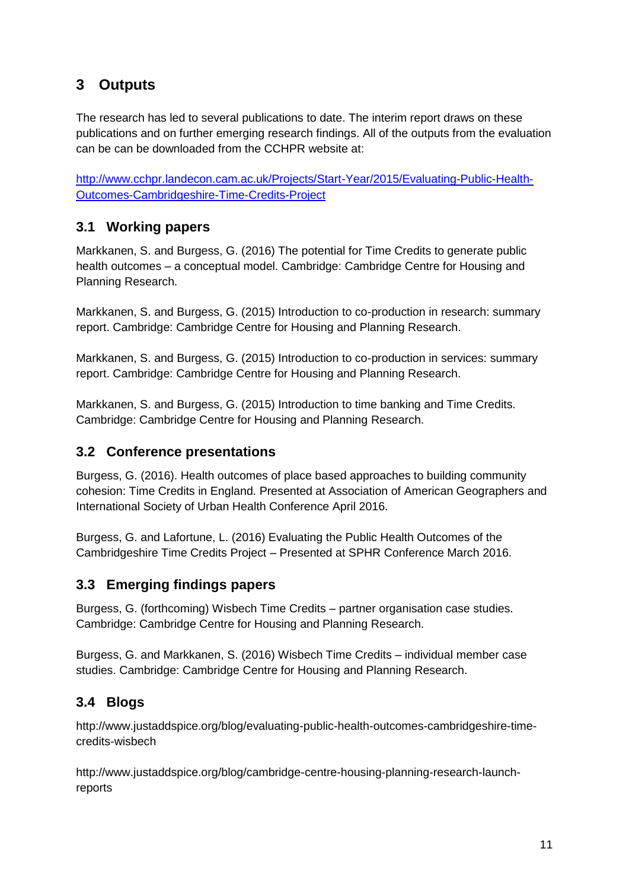# 3 Outputs

The research has led to several publications to date. The interim report draws on these publications and on further emerging research findings. All of the outputs from the evaluation can be can be downloaded from the CCHPR website at:

[http://www.cchpr.landecon.cam.ac.uk/Projects/Start-Year/2015/Evaluating-Public-Health-Outcomes-Cambridgeshire-Time-Credits-Project](http://www.cchpr.landecon.cam.ac.uk/Projects/Start-Year/2015/Evaluating-Public-Health-Outcomes-Cambridgeshire-Time-Credits-Project)

## 3.1 Working papers

Markkanen, S. and Burgess, G. (2016) The potential for Time Credits to generate public health outcomes – a conceptual model. Cambridge: Cambridge Centre for Housing and Planning Research.

Markkanen, S. and Burgess, G. (2015) Introduction to co-production in research: summary report. Cambridge: Cambridge Centre for Housing and Planning Research.

Markkanen, S. and Burgess, G. (2015) Introduction to co-production in services: summary report. Cambridge: Cambridge Centre for Housing and Planning Research.

Markkanen, S. and Burgess, G. (2015) Introduction to time banking and Time Credits. Cambridge: Cambridge Centre for Housing and Planning Research.

## 3.2 Conference presentations

Burgess, G. (2016). Health outcomes of place based approaches to building community cohesion: Time Credits in England. Presented at Association of American Geographers and International Society of Urban Health Conference April 2016.

Burgess, G. and Lafortune, L. (2016) Evaluating the Public Health Outcomes of the Cambridgeshire Time Credits Project – Presented at SPHR Conference March 2016.

## 3.3 Emerging findings papers

Burgess, G. (forthcoming) Wisbech Time Credits – partner organisation case studies. Cambridge: Cambridge Centre for Housing and Planning Research.

Burgess, G. and Markkanen, S. (2016) Wisbech Time Credits – individual member case studies. Cambridge: Cambridge Centre for Housing and Planning Research.

## 3.4 Blogs

http://www.justaddspice.org/blog/evaluating-public-health-outcomes-cambridgeshire-time-credits-wisbech

http://www.justaddspice.org/blog/cambridge-centre-housing-planning-research-launch-reports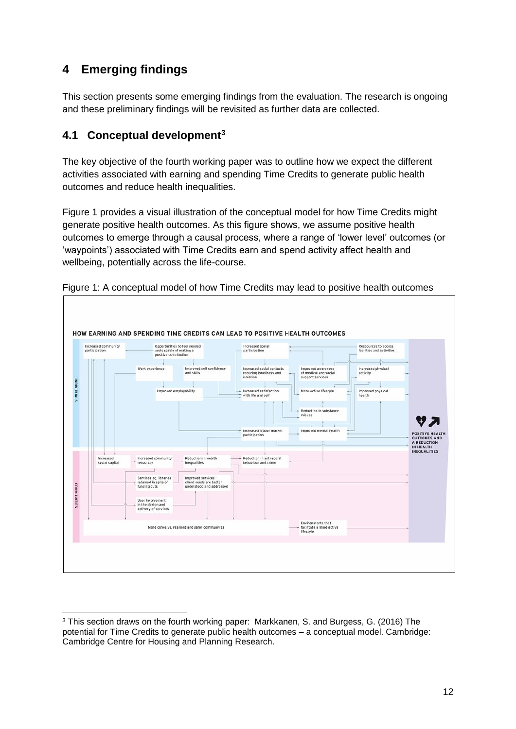# 4 Emerging findings

This section presents some emerging findings from the evaluation. The research is ongoing and these preliminary findings will be revisited as further data are collected.

## 4.1 Conceptual development[3]

The key objective of the fourth working paper was to outline how we expect the different activities associated with earning and spending Time Credits to generate public health outcomes and reduce health inequalities.

Figure 1 provides a visual illustration of the conceptual model for how Time Credits might generate positive health outcomes. As this figure shows, we assume positive health outcomes to emerge through a causal process, where a range of 'lower level' outcomes (or 'waypoints') associated with Time Credits earn and spend activity affect health and wellbeing, potentially across the life-course.

Figure 1: A conceptual model of how Time Credits may lead to positive health outcomes

HOW EARNING AND SPENDING TIME CREDITS CAN LEAD TO POSITIVE HEALTH OUTCOMES

INDIVIDUALS: Increased community participation; Opportunities to feel needed and capable of making a positive contribution; Increased social participation; Resources to access facilities and activities; Work experience; Improved self confidence and skills; Increased social contacts reducing loneliness and isolation; Improved awareness of medical and social support services; Increased physical activity; Improved employability; Increased satisfaction with life and self; More active lifestyle; Improved physical health; Reduction in substance misuse; Increased labour market participation; Improved mental health

COMMUNITIES: Increased social capital; Increased community resources; Reduction in wealth inequalities; Reduction in anti-social behaviour and crime; Services eg. libraries retained in spite of funding cuts; Improved services - client needs are better understood and addressed; User involvement in the design and delivery of services; More cohesive, resilient and safer communities; Environments that facilitate a more active lifestyle

POSITIVE HEALTH OUTCOMES AND A REDUCTION IN HEALTH INEQUALITIES

---

[3] This section draws on the fourth working paper: Markkanen, S. and Burgess, G. (2016) The potential for Time Credits to generate public health outcomes – a conceptual model. Cambridge: Cambridge Centre for Housing and Planning Research.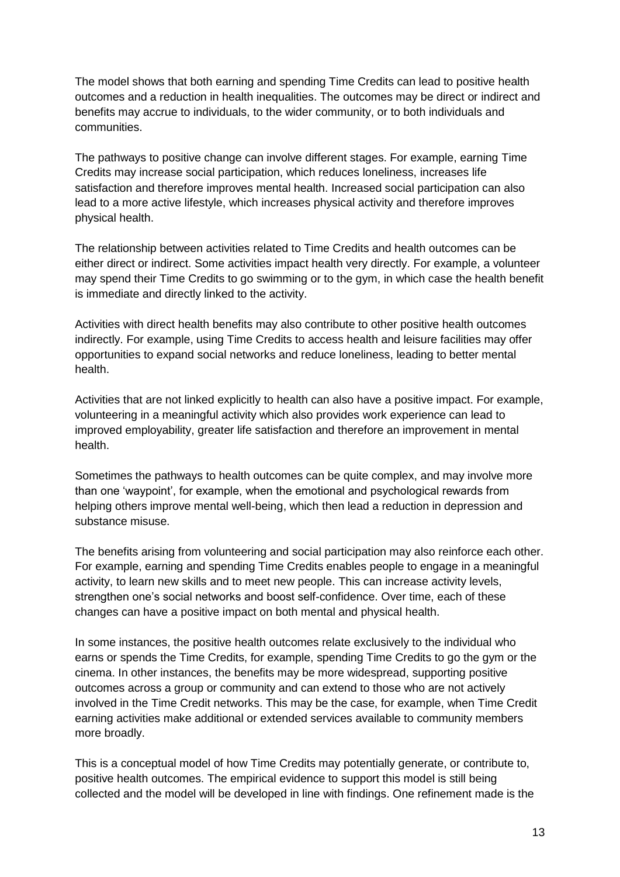The model shows that both earning and spending Time Credits can lead to positive health outcomes and a reduction in health inequalities. The outcomes may be direct or indirect and benefits may accrue to individuals, to the wider community, or to both individuals and communities.

The pathways to positive change can involve different stages. For example, earning Time Credits may increase social participation, which reduces loneliness, increases life satisfaction and therefore improves mental health. Increased social participation can also lead to a more active lifestyle, which increases physical activity and therefore improves physical health.

The relationship between activities related to Time Credits and health outcomes can be either direct or indirect. Some activities impact health very directly. For example, a volunteer may spend their Time Credits to go swimming or to the gym, in which case the health benefit is immediate and directly linked to the activity.

Activities with direct health benefits may also contribute to other positive health outcomes indirectly. For example, using Time Credits to access health and leisure facilities may offer opportunities to expand social networks and reduce loneliness, leading to better mental health.

Activities that are not linked explicitly to health can also have a positive impact. For example, volunteering in a meaningful activity which also provides work experience can lead to improved employability, greater life satisfaction and therefore an improvement in mental health.

Sometimes the pathways to health outcomes can be quite complex, and may involve more than one 'waypoint', for example, when the emotional and psychological rewards from helping others improve mental well-being, which then lead a reduction in depression and substance misuse.

The benefits arising from volunteering and social participation may also reinforce each other. For example, earning and spending Time Credits enables people to engage in a meaningful activity, to learn new skills and to meet new people. This can increase activity levels, strengthen one's social networks and boost self-confidence. Over time, each of these changes can have a positive impact on both mental and physical health.

In some instances, the positive health outcomes relate exclusively to the individual who earns or spends the Time Credits, for example, spending Time Credits to go the gym or the cinema. In other instances, the benefits may be more widespread, supporting positive outcomes across a group or community and can extend to those who are not actively involved in the Time Credit networks. This may be the case, for example, when Time Credit earning activities make additional or extended services available to community members more broadly.

This is a conceptual model of how Time Credits may potentially generate, or contribute to, positive health outcomes. The empirical evidence to support this model is still being collected and the model will be developed in line with findings. One refinement made is the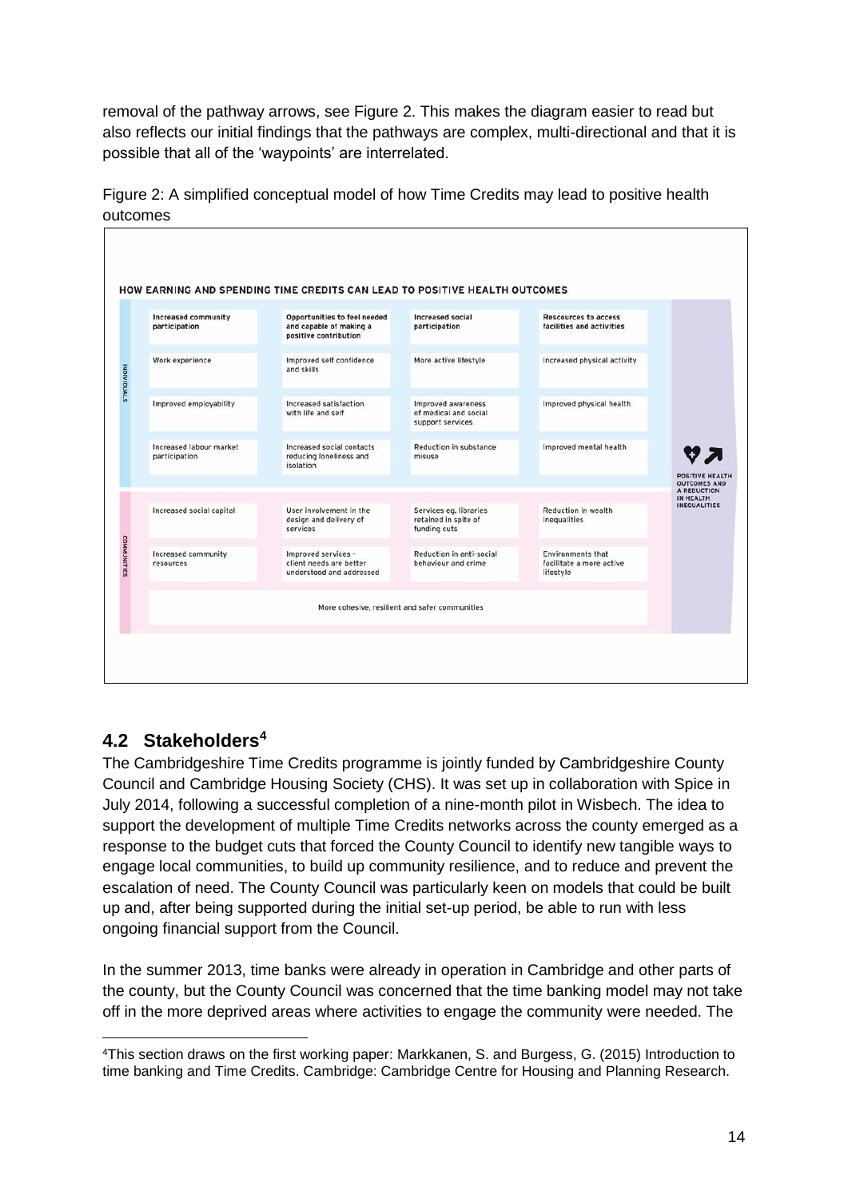removal of the pathway arrows, see Figure 2. This makes the diagram easier to read but also reflects our initial findings that the pathways are complex, multi-directional and that it is possible that all of the 'waypoints' are interrelated.

Figure 2: A simplified conceptual model of how Time Credits may lead to positive health outcomes

HOW EARNING AND SPENDING TIME CREDITS CAN LEAD TO POSITIVE HEALTH OUTCOMES

| | | | | | |
|---|---|---|---|---|---|
| INDIVIDUALS | Increased community participation | Opportunities to feel needed and capable of making a positive contribution | Increased social participation | Rescources to access facilities and activities | POSITIVE HEALTH OUTCOMES AND A REDUCTION IN HEALTH INEQUALITIES |
| | Work experience | Improved self confidence and skills | More active lifestyle | Increased physical activity | |
| | Improved employability | Increased satisfaction with life and self | Improved awareness of medical and social support services | Improved physical health | |
| | Increased labour market participation | Increased social contacts reducing loneliness and isolation | Reduction in substance misuse | Improved mental health | |
| COMMUNITIES | Increased social capital | User involvement in the design and delivery of services | Services eg. libraries retained in spite of funding cuts | Reduction in wealth inequalities | |
| | Increased community resources | Improved services - client needs are better understood and addressed | Reduction in anti-social behaviour and crime | Environments that facilitate a more active lifestyle | |
| | More cohesive, resilient and safer communities | | | | |

## 4.2 Stakeholders[4]

The Cambridgeshire Time Credits programme is jointly funded by Cambridgeshire County Council and Cambridge Housing Society (CHS). It was set up in collaboration with Spice in July 2014, following a successful completion of a nine-month pilot in Wisbech. The idea to support the development of multiple Time Credits networks across the county emerged as a response to the budget cuts that forced the County Council to identify new tangible ways to engage local communities, to build up community resilience, and to reduce and prevent the escalation of need. The County Council was particularly keen on models that could be built up and, after being supported during the initial set-up period, be able to run with less ongoing financial support from the Council.

In the summer 2013, time banks were already in operation in Cambridge and other parts of the county, but the County Council was concerned that the time banking model may not take off in the more deprived areas where activities to engage the community were needed. The

[4] This section draws on the first working paper: Markkanen, S. and Burgess, G. (2015) Introduction to time banking and Time Credits. Cambridge: Cambridge Centre for Housing and Planning Research.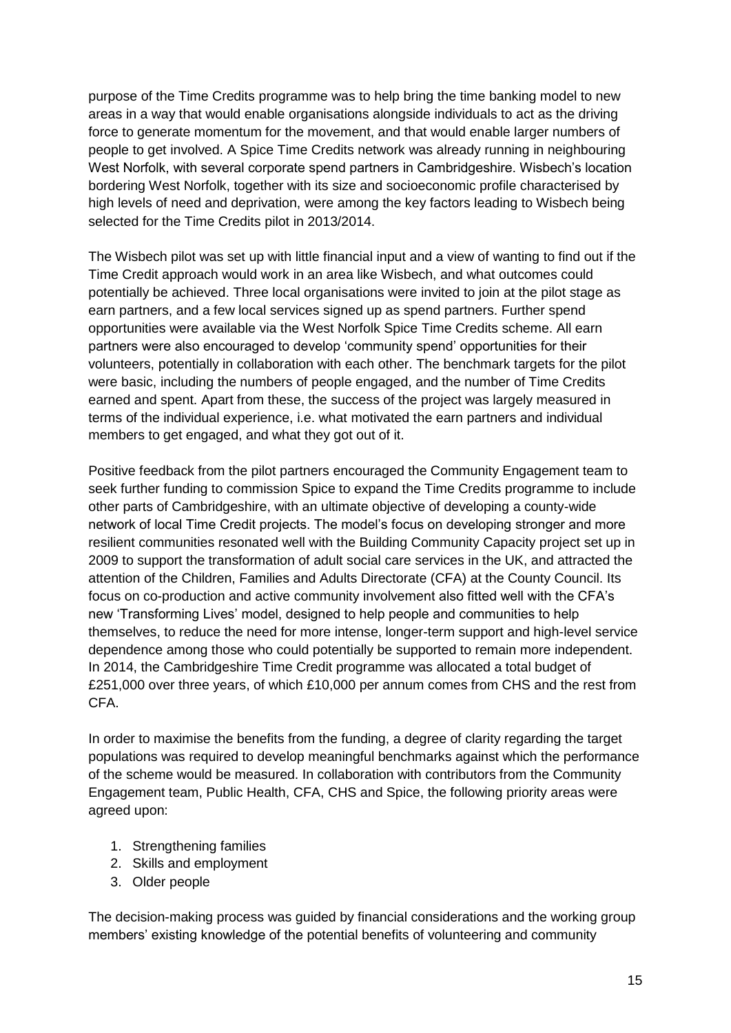purpose of the Time Credits programme was to help bring the time banking model to new areas in a way that would enable organisations alongside individuals to act as the driving force to generate momentum for the movement, and that would enable larger numbers of people to get involved. A Spice Time Credits network was already running in neighbouring West Norfolk, with several corporate spend partners in Cambridgeshire. Wisbech's location bordering West Norfolk, together with its size and socioeconomic profile characterised by high levels of need and deprivation, were among the key factors leading to Wisbech being selected for the Time Credits pilot in 2013/2014.

The Wisbech pilot was set up with little financial input and a view of wanting to find out if the Time Credit approach would work in an area like Wisbech, and what outcomes could potentially be achieved. Three local organisations were invited to join at the pilot stage as earn partners, and a few local services signed up as spend partners. Further spend opportunities were available via the West Norfolk Spice Time Credits scheme. All earn partners were also encouraged to develop 'community spend' opportunities for their volunteers, potentially in collaboration with each other. The benchmark targets for the pilot were basic, including the numbers of people engaged, and the number of Time Credits earned and spent. Apart from these, the success of the project was largely measured in terms of the individual experience, i.e. what motivated the earn partners and individual members to get engaged, and what they got out of it.

Positive feedback from the pilot partners encouraged the Community Engagement team to seek further funding to commission Spice to expand the Time Credits programme to include other parts of Cambridgeshire, with an ultimate objective of developing a county-wide network of local Time Credit projects. The model's focus on developing stronger and more resilient communities resonated well with the Building Community Capacity project set up in 2009 to support the transformation of adult social care services in the UK, and attracted the attention of the Children, Families and Adults Directorate (CFA) at the County Council. Its focus on co-production and active community involvement also fitted well with the CFA's new 'Transforming Lives' model, designed to help people and communities to help themselves, to reduce the need for more intense, longer-term support and high-level service dependence among those who could potentially be supported to remain more independent. In 2014, the Cambridgeshire Time Credit programme was allocated a total budget of £251,000 over three years, of which £10,000 per annum comes from CHS and the rest from CFA.

In order to maximise the benefits from the funding, a degree of clarity regarding the target populations was required to develop meaningful benchmarks against which the performance of the scheme would be measured. In collaboration with contributors from the Community Engagement team, Public Health, CFA, CHS and Spice, the following priority areas were agreed upon:

1. Strengthening families
2. Skills and employment
3. Older people

The decision-making process was guided by financial considerations and the working group members' existing knowledge of the potential benefits of volunteering and community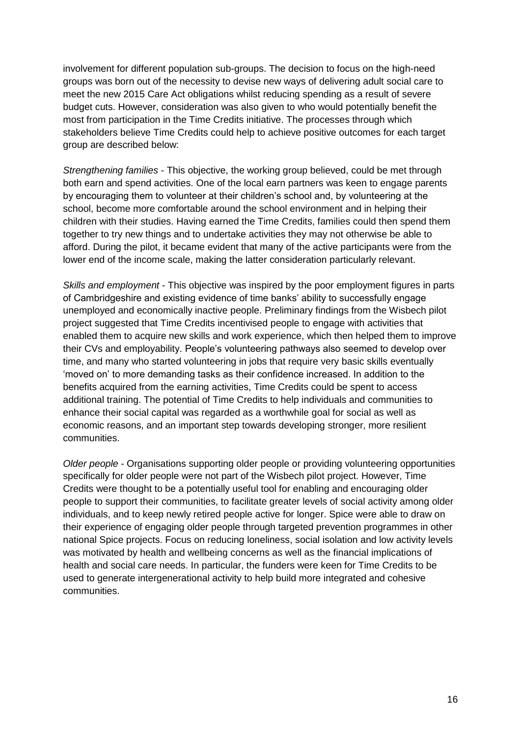involvement for different population sub-groups. The decision to focus on the high-need groups was born out of the necessity to devise new ways of delivering adult social care to meet the new 2015 Care Act obligations whilst reducing spending as a result of severe budget cuts. However, consideration was also given to who would potentially benefit the most from participation in the Time Credits initiative. The processes through which stakeholders believe Time Credits could help to achieve positive outcomes for each target group are described below:

*Strengthening families* - This objective, the working group believed, could be met through both earn and spend activities. One of the local earn partners was keen to engage parents by encouraging them to volunteer at their children's school and, by volunteering at the school, become more comfortable around the school environment and in helping their children with their studies. Having earned the Time Credits, families could then spend them together to try new things and to undertake activities they may not otherwise be able to afford. During the pilot, it became evident that many of the active participants were from the lower end of the income scale, making the latter consideration particularly relevant.

*Skills and employment* - This objective was inspired by the poor employment figures in parts of Cambridgeshire and existing evidence of time banks' ability to successfully engage unemployed and economically inactive people. Preliminary findings from the Wisbech pilot project suggested that Time Credits incentivised people to engage with activities that enabled them to acquire new skills and work experience, which then helped them to improve their CVs and employability. People's volunteering pathways also seemed to develop over time, and many who started volunteering in jobs that require very basic skills eventually 'moved on' to more demanding tasks as their confidence increased. In addition to the benefits acquired from the earning activities, Time Credits could be spent to access additional training. The potential of Time Credits to help individuals and communities to enhance their social capital was regarded as a worthwhile goal for social as well as economic reasons, and an important step towards developing stronger, more resilient communities.

*Older people* - Organisations supporting older people or providing volunteering opportunities specifically for older people were not part of the Wisbech pilot project. However, Time Credits were thought to be a potentially useful tool for enabling and encouraging older people to support their communities, to facilitate greater levels of social activity among older individuals, and to keep newly retired people active for longer. Spice were able to draw on their experience of engaging older people through targeted prevention programmes in other national Spice projects. Focus on reducing loneliness, social isolation and low activity levels was motivated by health and wellbeing concerns as well as the financial implications of health and social care needs. In particular, the funders were keen for Time Credits to be used to generate intergenerational activity to help build more integrated and cohesive communities.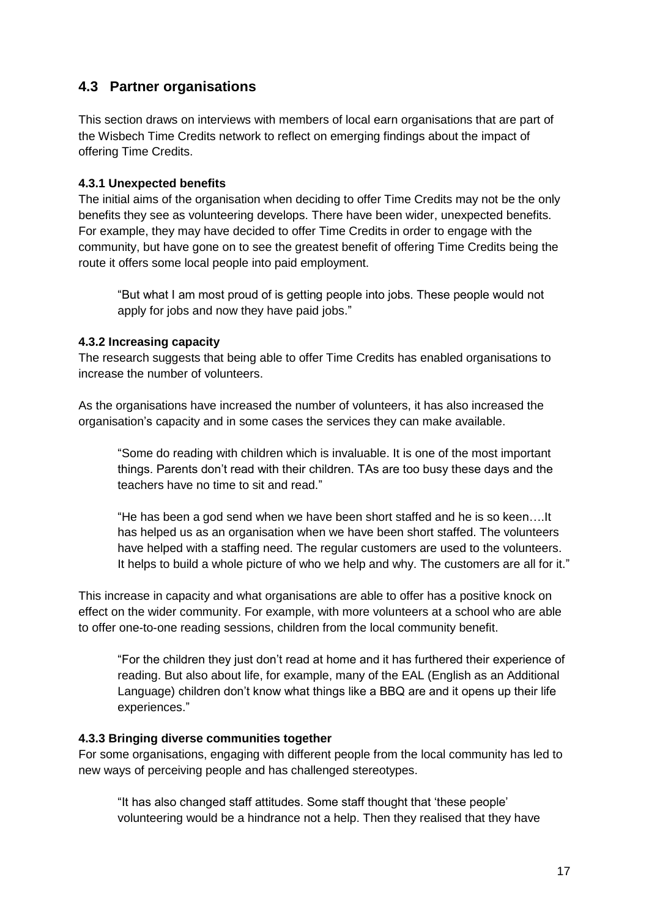## 4.3 Partner organisations

This section draws on interviews with members of local earn organisations that are part of the Wisbech Time Credits network to reflect on emerging findings about the impact of offering Time Credits.

### 4.3.1 Unexpected benefits

The initial aims of the organisation when deciding to offer Time Credits may not be the only benefits they see as volunteering develops. There have been wider, unexpected benefits. For example, they may have decided to offer Time Credits in order to engage with the community, but have gone on to see the greatest benefit of offering Time Credits being the route it offers some local people into paid employment.

> "But what I am most proud of is getting people into jobs. These people would not apply for jobs and now they have paid jobs."

### 4.3.2 Increasing capacity

The research suggests that being able to offer Time Credits has enabled organisations to increase the number of volunteers.

As the organisations have increased the number of volunteers, it has also increased the organisation's capacity and in some cases the services they can make available.

> "Some do reading with children which is invaluable. It is one of the most important things. Parents don't read with their children. TAs are too busy these days and the teachers have no time to sit and read."

> "He has been a god send when we have been short staffed and he is so keen….It has helped us as an organisation when we have been short staffed. The volunteers have helped with a staffing need. The regular customers are used to the volunteers. It helps to build a whole picture of who we help and why. The customers are all for it."

This increase in capacity and what organisations are able to offer has a positive knock on effect on the wider community. For example, with more volunteers at a school who are able to offer one-to-one reading sessions, children from the local community benefit.

> "For the children they just don't read at home and it has furthered their experience of reading. But also about life, for example, many of the EAL (English as an Additional Language) children don't know what things like a BBQ are and it opens up their life experiences."

### 4.3.3 Bringing diverse communities together

For some organisations, engaging with different people from the local community has led to new ways of perceiving people and has challenged stereotypes.

> "It has also changed staff attitudes. Some staff thought that 'these people' volunteering would be a hindrance not a help. Then they realised that they have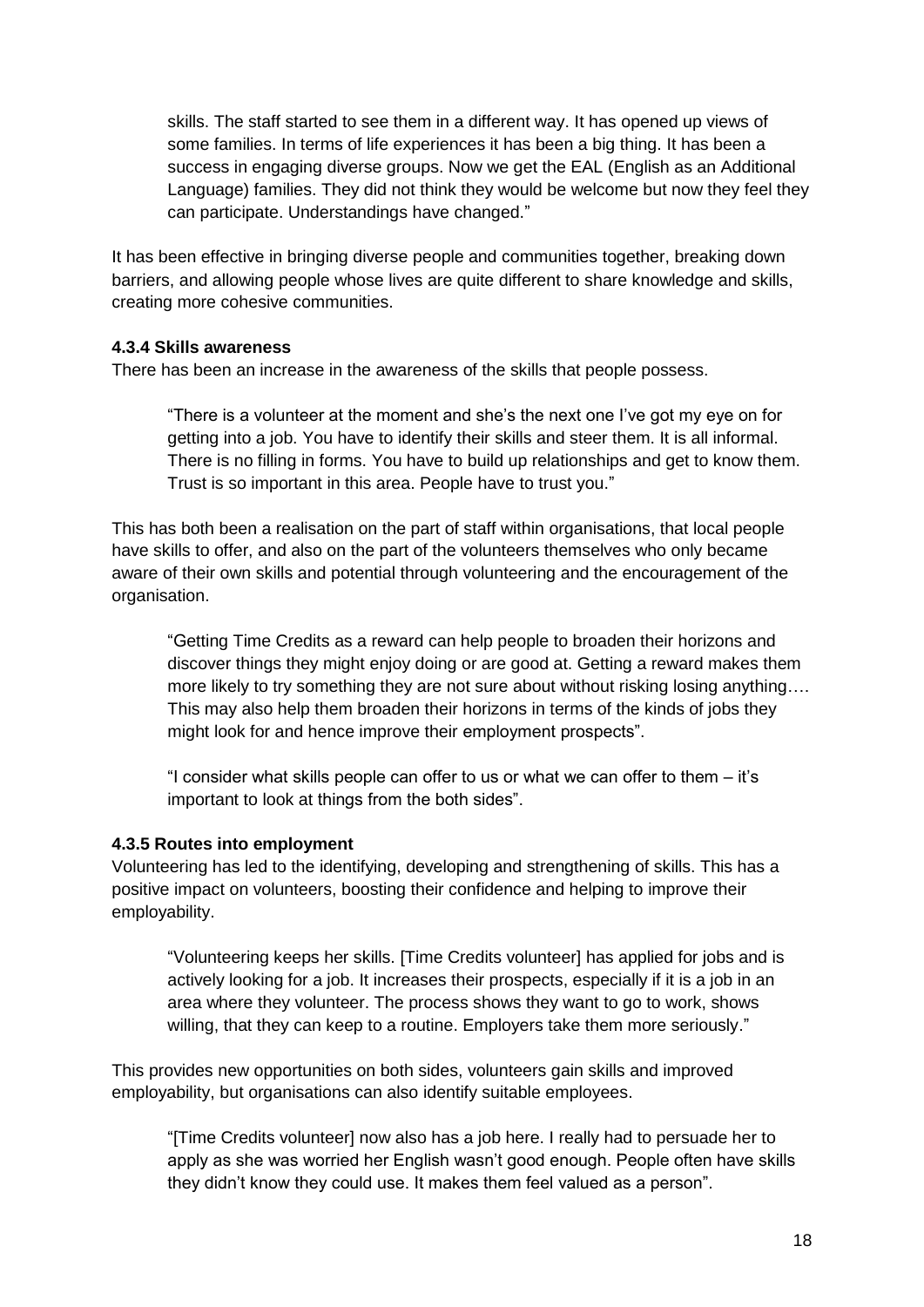> skills. The staff started to see them in a different way. It has opened up views of some families. In terms of life experiences it has been a big thing. It has been a success in engaging diverse groups. Now we get the EAL (English as an Additional Language) families. They did not think they would be welcome but now they feel they can participate. Understandings have changed."

It has been effective in bringing diverse people and communities together, breaking down barriers, and allowing people whose lives are quite different to share knowledge and skills, creating more cohesive communities.

#### 4.3.4 Skills awareness

There has been an increase in the awareness of the skills that people possess.

> "There is a volunteer at the moment and she's the next one I've got my eye on for getting into a job. You have to identify their skills and steer them. It is all informal. There is no filling in forms. You have to build up relationships and get to know them. Trust is so important in this area. People have to trust you."

This has both been a realisation on the part of staff within organisations, that local people have skills to offer, and also on the part of the volunteers themselves who only became aware of their own skills and potential through volunteering and the encouragement of the organisation.

> "Getting Time Credits as a reward can help people to broaden their horizons and discover things they might enjoy doing or are good at. Getting a reward makes them more likely to try something they are not sure about without risking losing anything…. This may also help them broaden their horizons in terms of the kinds of jobs they might look for and hence improve their employment prospects".

> "I consider what skills people can offer to us or what we can offer to them – it's important to look at things from the both sides".

#### 4.3.5 Routes into employment

Volunteering has led to the identifying, developing and strengthening of skills. This has a positive impact on volunteers, boosting their confidence and helping to improve their employability.

> "Volunteering keeps her skills. [Time Credits volunteer] has applied for jobs and is actively looking for a job. It increases their prospects, especially if it is a job in an area where they volunteer. The process shows they want to go to work, shows willing, that they can keep to a routine. Employers take them more seriously."

This provides new opportunities on both sides, volunteers gain skills and improved employability, but organisations can also identify suitable employees.

> "[Time Credits volunteer] now also has a job here. I really had to persuade her to apply as she was worried her English wasn't good enough. People often have skills they didn't know they could use. It makes them feel valued as a person".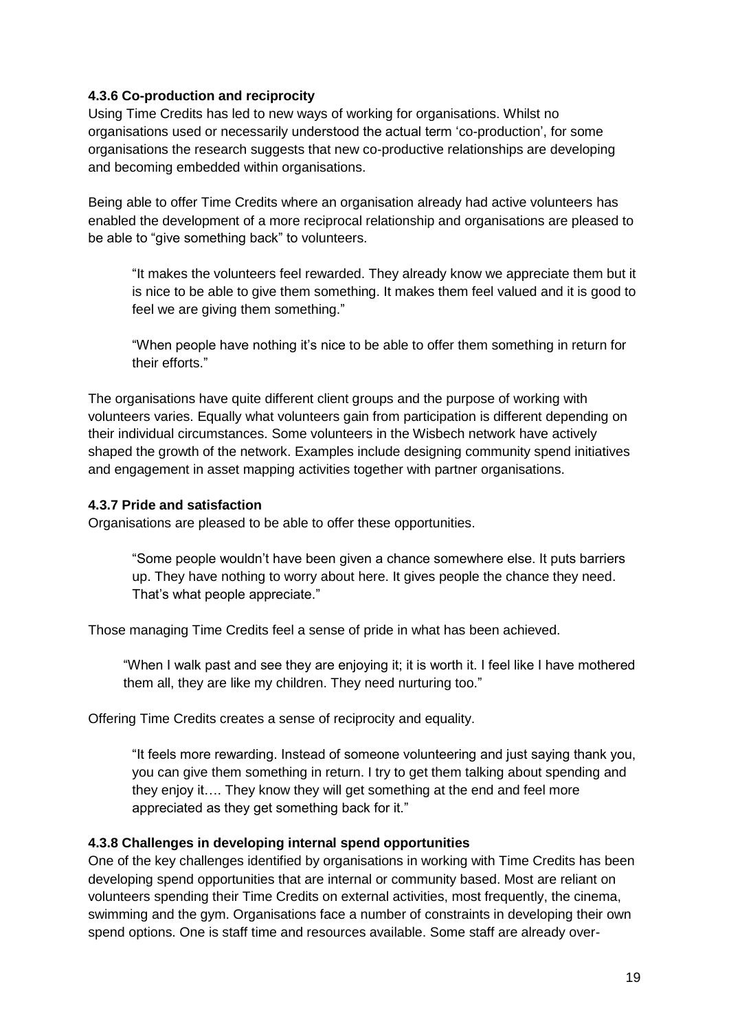#### 4.3.6 Co-production and reciprocity

Using Time Credits has led to new ways of working for organisations. Whilst no organisations used or necessarily understood the actual term 'co-production', for some organisations the research suggests that new co-productive relationships are developing and becoming embedded within organisations.

Being able to offer Time Credits where an organisation already had active volunteers has enabled the development of a more reciprocal relationship and organisations are pleased to be able to "give something back" to volunteers.

> "It makes the volunteers feel rewarded. They already know we appreciate them but it is nice to be able to give them something. It makes them feel valued and it is good to feel we are giving them something."

> "When people have nothing it's nice to be able to offer them something in return for their efforts."

The organisations have quite different client groups and the purpose of working with volunteers varies. Equally what volunteers gain from participation is different depending on their individual circumstances. Some volunteers in the Wisbech network have actively shaped the growth of the network. Examples include designing community spend initiatives and engagement in asset mapping activities together with partner organisations.

#### 4.3.7 Pride and satisfaction

Organisations are pleased to be able to offer these opportunities.

> "Some people wouldn't have been given a chance somewhere else. It puts barriers up. They have nothing to worry about here. It gives people the chance they need. That's what people appreciate."

Those managing Time Credits feel a sense of pride in what has been achieved.

> "When I walk past and see they are enjoying it; it is worth it. I feel like I have mothered them all, they are like my children. They need nurturing too."

Offering Time Credits creates a sense of reciprocity and equality.

> "It feels more rewarding. Instead of someone volunteering and just saying thank you, you can give them something in return. I try to get them talking about spending and they enjoy it…. They know they will get something at the end and feel more appreciated as they get something back for it."

#### 4.3.8 Challenges in developing internal spend opportunities

One of the key challenges identified by organisations in working with Time Credits has been developing spend opportunities that are internal or community based. Most are reliant on volunteers spending their Time Credits on external activities, most frequently, the cinema, swimming and the gym. Organisations face a number of constraints in developing their own spend options. One is staff time and resources available. Some staff are already over-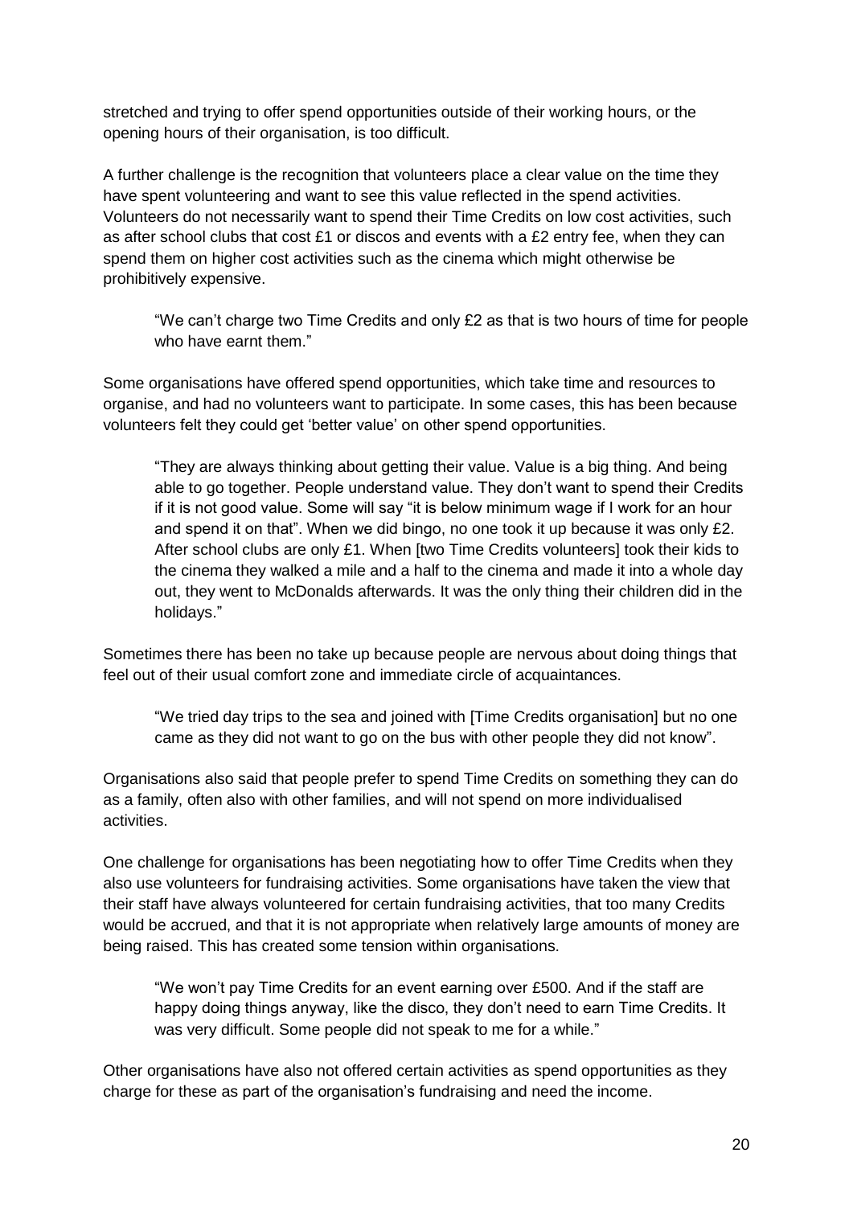stretched and trying to offer spend opportunities outside of their working hours, or the opening hours of their organisation, is too difficult.

A further challenge is the recognition that volunteers place a clear value on the time they have spent volunteering and want to see this value reflected in the spend activities. Volunteers do not necessarily want to spend their Time Credits on low cost activities, such as after school clubs that cost £1 or discos and events with a £2 entry fee, when they can spend them on higher cost activities such as the cinema which might otherwise be prohibitively expensive.

> "We can't charge two Time Credits and only £2 as that is two hours of time for people who have earnt them."

Some organisations have offered spend opportunities, which take time and resources to organise, and had no volunteers want to participate. In some cases, this has been because volunteers felt they could get 'better value' on other spend opportunities.

> "They are always thinking about getting their value. Value is a big thing. And being able to go together. People understand value. They don't want to spend their Credits if it is not good value. Some will say "it is below minimum wage if I work for an hour and spend it on that". When we did bingo, no one took it up because it was only £2. After school clubs are only £1. When [two Time Credits volunteers] took their kids to the cinema they walked a mile and a half to the cinema and made it into a whole day out, they went to McDonalds afterwards. It was the only thing their children did in the holidays."

Sometimes there has been no take up because people are nervous about doing things that feel out of their usual comfort zone and immediate circle of acquaintances.

> "We tried day trips to the sea and joined with [Time Credits organisation] but no one came as they did not want to go on the bus with other people they did not know".

Organisations also said that people prefer to spend Time Credits on something they can do as a family, often also with other families, and will not spend on more individualised activities.

One challenge for organisations has been negotiating how to offer Time Credits when they also use volunteers for fundraising activities. Some organisations have taken the view that their staff have always volunteered for certain fundraising activities, that too many Credits would be accrued, and that it is not appropriate when relatively large amounts of money are being raised. This has created some tension within organisations.

> "We won't pay Time Credits for an event earning over £500. And if the staff are happy doing things anyway, like the disco, they don't need to earn Time Credits. It was very difficult. Some people did not speak to me for a while."

Other organisations have also not offered certain activities as spend opportunities as they charge for these as part of the organisation's fundraising and need the income.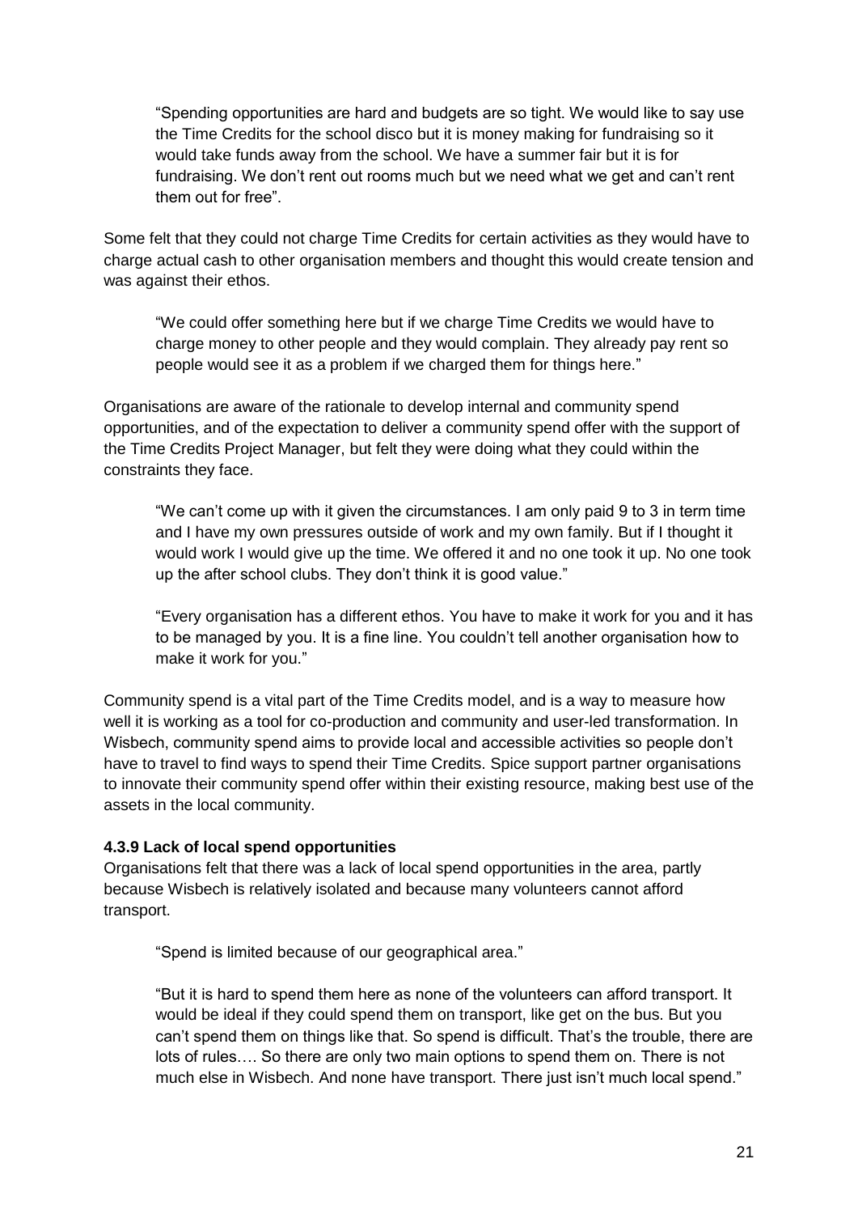> "Spending opportunities are hard and budgets are so tight. We would like to say use the Time Credits for the school disco but it is money making for fundraising so it would take funds away from the school. We have a summer fair but it is for fundraising. We don't rent out rooms much but we need what we get and can't rent them out for free".

Some felt that they could not charge Time Credits for certain activities as they would have to charge actual cash to other organisation members and thought this would create tension and was against their ethos.

> "We could offer something here but if we charge Time Credits we would have to charge money to other people and they would complain. They already pay rent so people would see it as a problem if we charged them for things here."

Organisations are aware of the rationale to develop internal and community spend opportunities, and of the expectation to deliver a community spend offer with the support of the Time Credits Project Manager, but felt they were doing what they could within the constraints they face.

> "We can't come up with it given the circumstances. I am only paid 9 to 3 in term time and I have my own pressures outside of work and my own family. But if I thought it would work I would give up the time. We offered it and no one took it up. No one took up the after school clubs. They don't think it is good value."

> "Every organisation has a different ethos. You have to make it work for you and it has to be managed by you. It is a fine line. You couldn't tell another organisation how to make it work for you."

Community spend is a vital part of the Time Credits model, and is a way to measure how well it is working as a tool for co-production and community and user-led transformation. In Wisbech, community spend aims to provide local and accessible activities so people don't have to travel to find ways to spend their Time Credits. Spice support partner organisations to innovate their community spend offer within their existing resource, making best use of the assets in the local community.

#### 4.3.9 Lack of local spend opportunities

Organisations felt that there was a lack of local spend opportunities in the area, partly because Wisbech is relatively isolated and because many volunteers cannot afford transport.

> "Spend is limited because of our geographical area."

> "But it is hard to spend them here as none of the volunteers can afford transport. It would be ideal if they could spend them on transport, like get on the bus. But you can't spend them on things like that. So spend is difficult. That's the trouble, there are lots of rules…. So there are only two main options to spend them on. There is not much else in Wisbech. And none have transport. There just isn't much local spend."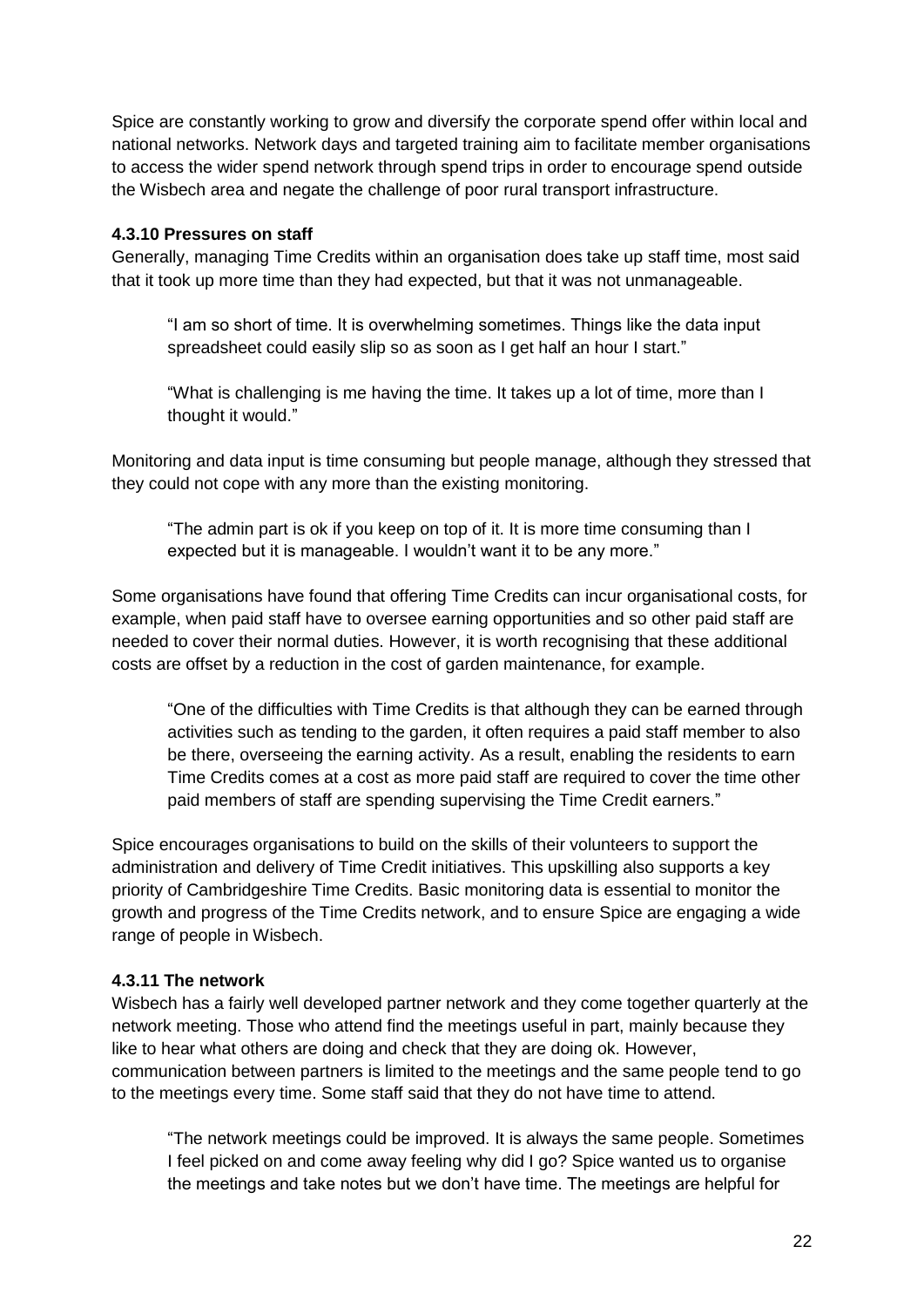Spice are constantly working to grow and diversify the corporate spend offer within local and national networks. Network days and targeted training aim to facilitate member organisations to access the wider spend network through spend trips in order to encourage spend outside the Wisbech area and negate the challenge of poor rural transport infrastructure.

#### 4.3.10 Pressures on staff

Generally, managing Time Credits within an organisation does take up staff time, most said that it took up more time than they had expected, but that it was not unmanageable.

> "I am so short of time. It is overwhelming sometimes. Things like the data input spreadsheet could easily slip so as soon as I get half an hour I start."

> "What is challenging is me having the time. It takes up a lot of time, more than I thought it would."

Monitoring and data input is time consuming but people manage, although they stressed that they could not cope with any more than the existing monitoring.

> "The admin part is ok if you keep on top of it. It is more time consuming than I expected but it is manageable. I wouldn't want it to be any more."

Some organisations have found that offering Time Credits can incur organisational costs, for example, when paid staff have to oversee earning opportunities and so other paid staff are needed to cover their normal duties. However, it is worth recognising that these additional costs are offset by a reduction in the cost of garden maintenance, for example.

> "One of the difficulties with Time Credits is that although they can be earned through activities such as tending to the garden, it often requires a paid staff member to also be there, overseeing the earning activity. As a result, enabling the residents to earn Time Credits comes at a cost as more paid staff are required to cover the time other paid members of staff are spending supervising the Time Credit earners."

Spice encourages organisations to build on the skills of their volunteers to support the administration and delivery of Time Credit initiatives. This upskilling also supports a key priority of Cambridgeshire Time Credits. Basic monitoring data is essential to monitor the growth and progress of the Time Credits network, and to ensure Spice are engaging a wide range of people in Wisbech.

#### 4.3.11 The network

Wisbech has a fairly well developed partner network and they come together quarterly at the network meeting. Those who attend find the meetings useful in part, mainly because they like to hear what others are doing and check that they are doing ok. However, communication between partners is limited to the meetings and the same people tend to go to the meetings every time. Some staff said that they do not have time to attend.

> "The network meetings could be improved. It is always the same people. Sometimes I feel picked on and come away feeling why did I go? Spice wanted us to organise the meetings and take notes but we don't have time. The meetings are helpful for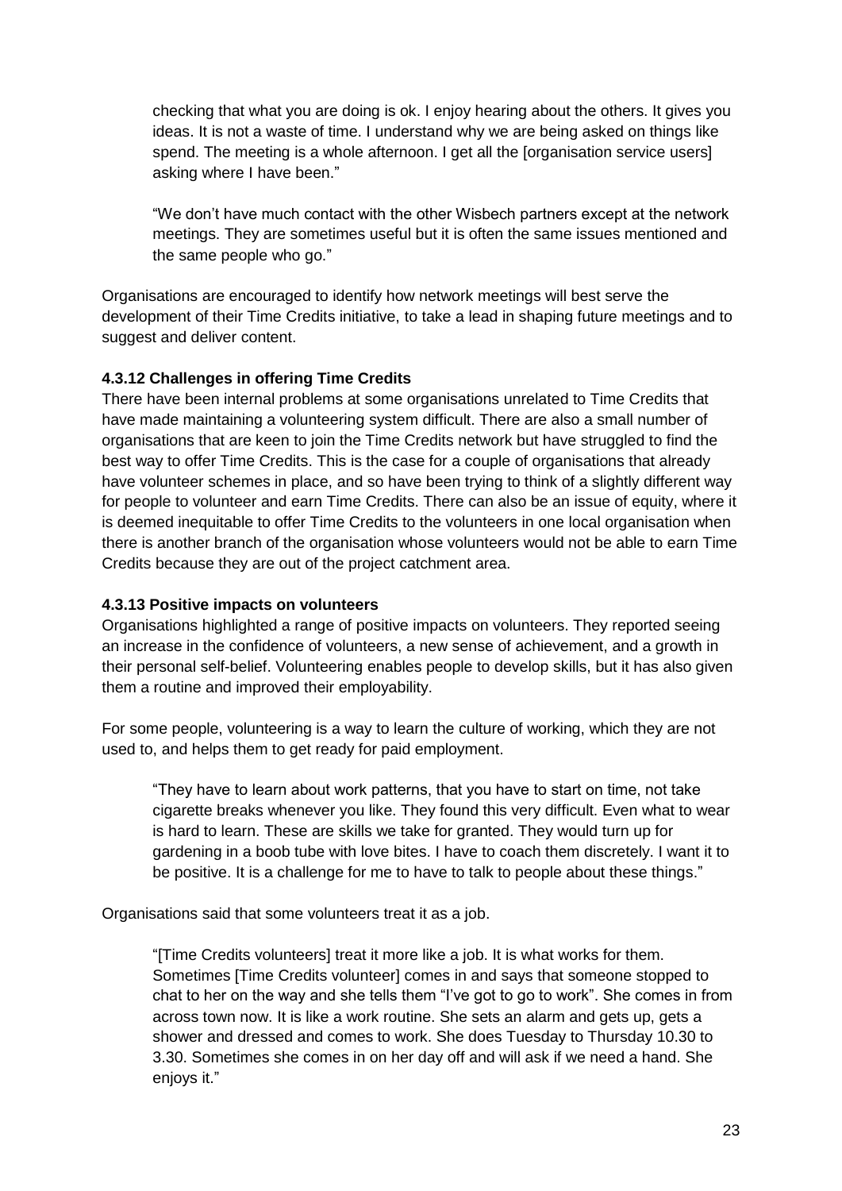> checking that what you are doing is ok. I enjoy hearing about the others. It gives you ideas. It is not a waste of time. I understand why we are being asked on things like spend. The meeting is a whole afternoon. I get all the [organisation service users] asking where I have been."

> "We don't have much contact with the other Wisbech partners except at the network meetings. They are sometimes useful but it is often the same issues mentioned and the same people who go."

Organisations are encouraged to identify how network meetings will best serve the development of their Time Credits initiative, to take a lead in shaping future meetings and to suggest and deliver content.

#### 4.3.12 Challenges in offering Time Credits

There have been internal problems at some organisations unrelated to Time Credits that have made maintaining a volunteering system difficult. There are also a small number of organisations that are keen to join the Time Credits network but have struggled to find the best way to offer Time Credits. This is the case for a couple of organisations that already have volunteer schemes in place, and so have been trying to think of a slightly different way for people to volunteer and earn Time Credits. There can also be an issue of equity, where it is deemed inequitable to offer Time Credits to the volunteers in one local organisation when there is another branch of the organisation whose volunteers would not be able to earn Time Credits because they are out of the project catchment area.

#### 4.3.13 Positive impacts on volunteers

Organisations highlighted a range of positive impacts on volunteers. They reported seeing an increase in the confidence of volunteers, a new sense of achievement, and a growth in their personal self-belief. Volunteering enables people to develop skills, but it has also given them a routine and improved their employability.

For some people, volunteering is a way to learn the culture of working, which they are not used to, and helps them to get ready for paid employment.

> "They have to learn about work patterns, that you have to start on time, not take cigarette breaks whenever you like. They found this very difficult. Even what to wear is hard to learn. These are skills we take for granted. They would turn up for gardening in a boob tube with love bites. I have to coach them discretely. I want it to be positive. It is a challenge for me to have to talk to people about these things."

Organisations said that some volunteers treat it as a job.

> "[Time Credits volunteers] treat it more like a job. It is what works for them. Sometimes [Time Credits volunteer] comes in and says that someone stopped to chat to her on the way and she tells them "I've got to go to work". She comes in from across town now. It is like a work routine. She sets an alarm and gets up, gets a shower and dressed and comes to work. She does Tuesday to Thursday 10.30 to 3.30. Sometimes she comes in on her day off and will ask if we need a hand. She enjoys it."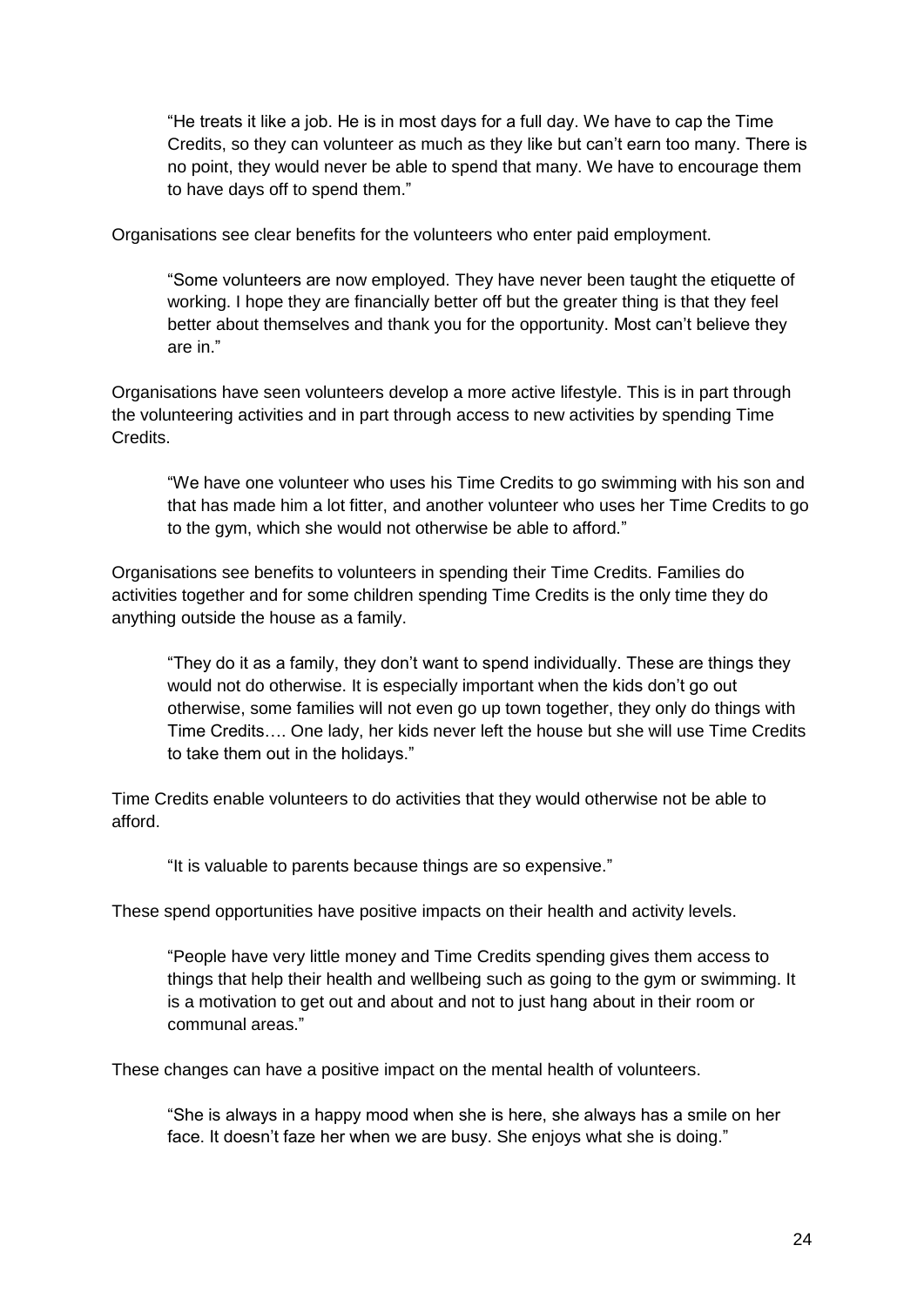> "He treats it like a job. He is in most days for a full day. We have to cap the Time Credits, so they can volunteer as much as they like but can't earn too many. There is no point, they would never be able to spend that many. We have to encourage them to have days off to spend them."

Organisations see clear benefits for the volunteers who enter paid employment.

> "Some volunteers are now employed. They have never been taught the etiquette of working. I hope they are financially better off but the greater thing is that they feel better about themselves and thank you for the opportunity. Most can't believe they are in."

Organisations have seen volunteers develop a more active lifestyle. This is in part through the volunteering activities and in part through access to new activities by spending Time Credits.

> "We have one volunteer who uses his Time Credits to go swimming with his son and that has made him a lot fitter, and another volunteer who uses her Time Credits to go to the gym, which she would not otherwise be able to afford."

Organisations see benefits to volunteers in spending their Time Credits. Families do activities together and for some children spending Time Credits is the only time they do anything outside the house as a family.

> "They do it as a family, they don't want to spend individually. These are things they would not do otherwise. It is especially important when the kids don't go out otherwise, some families will not even go up town together, they only do things with Time Credits…. One lady, her kids never left the house but she will use Time Credits to take them out in the holidays."

Time Credits enable volunteers to do activities that they would otherwise not be able to afford.

> "It is valuable to parents because things are so expensive."

These spend opportunities have positive impacts on their health and activity levels.

> "People have very little money and Time Credits spending gives them access to things that help their health and wellbeing such as going to the gym or swimming. It is a motivation to get out and about and not to just hang about in their room or communal areas."

These changes can have a positive impact on the mental health of volunteers.

> "She is always in a happy mood when she is here, she always has a smile on her face. It doesn't faze her when we are busy. She enjoys what she is doing."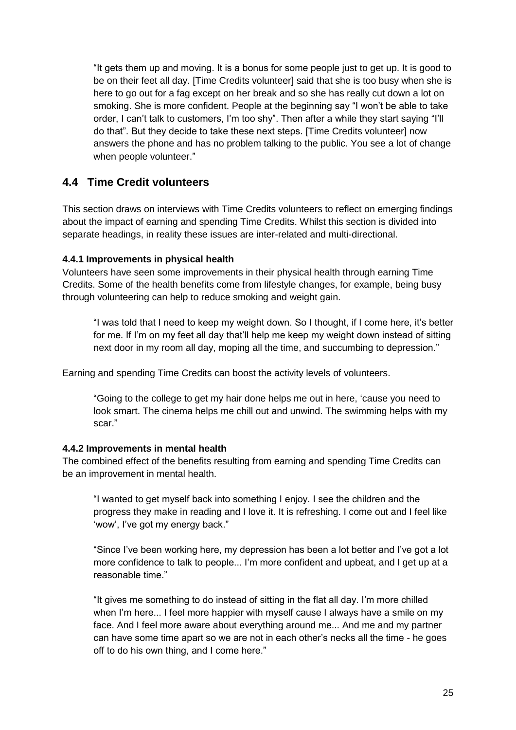> "It gets them up and moving. It is a bonus for some people just to get up. It is good to be on their feet all day. [Time Credits volunteer] said that she is too busy when she is here to go out for a fag except on her break and so she has really cut down a lot on smoking. She is more confident. People at the beginning say "I won't be able to take order, I can't talk to customers, I'm too shy". Then after a while they start saying "I'll do that". But they decide to take these next steps. [Time Credits volunteer] now answers the phone and has no problem talking to the public. You see a lot of change when people volunteer."

## 4.4 Time Credit volunteers

This section draws on interviews with Time Credits volunteers to reflect on emerging findings about the impact of earning and spending Time Credits. Whilst this section is divided into separate headings, in reality these issues are inter-related and multi-directional.

### 4.4.1 Improvements in physical health

Volunteers have seen some improvements in their physical health through earning Time Credits. Some of the health benefits come from lifestyle changes, for example, being busy through volunteering can help to reduce smoking and weight gain.

> "I was told that I need to keep my weight down. So I thought, if I come here, it's better for me. If I'm on my feet all day that'll help me keep my weight down instead of sitting next door in my room all day, moping all the time, and succumbing to depression."

Earning and spending Time Credits can boost the activity levels of volunteers.

> "Going to the college to get my hair done helps me out in here, 'cause you need to look smart. The cinema helps me chill out and unwind. The swimming helps with my scar."

### 4.4.2 Improvements in mental health

The combined effect of the benefits resulting from earning and spending Time Credits can be an improvement in mental health.

> "I wanted to get myself back into something I enjoy. I see the children and the progress they make in reading and I love it. It is refreshing. I come out and I feel like 'wow', I've got my energy back."

> "Since I've been working here, my depression has been a lot better and I've got a lot more confidence to talk to people... I'm more confident and upbeat, and I get up at a reasonable time."

> "It gives me something to do instead of sitting in the flat all day. I'm more chilled when I'm here... I feel more happier with myself cause I always have a smile on my face. And I feel more aware about everything around me... And me and my partner can have some time apart so we are not in each other's necks all the time - he goes off to do his own thing, and I come here."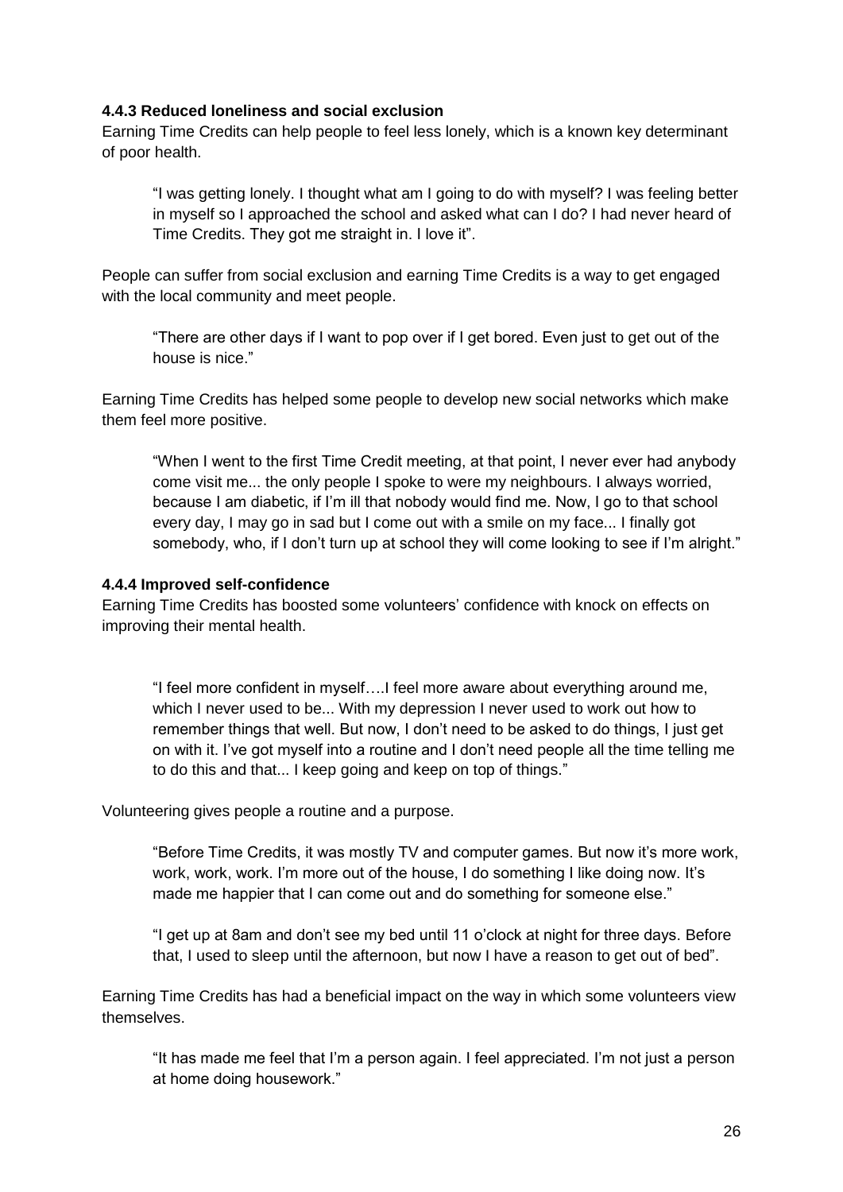#### 4.4.3 Reduced loneliness and social exclusion

Earning Time Credits can help people to feel less lonely, which is a known key determinant of poor health.

> "I was getting lonely. I thought what am I going to do with myself? I was feeling better in myself so I approached the school and asked what can I do? I had never heard of Time Credits. They got me straight in. I love it".

People can suffer from social exclusion and earning Time Credits is a way to get engaged with the local community and meet people.

> "There are other days if I want to pop over if I get bored. Even just to get out of the house is nice."

Earning Time Credits has helped some people to develop new social networks which make them feel more positive.

> "When I went to the first Time Credit meeting, at that point, I never ever had anybody come visit me... the only people I spoke to were my neighbours. I always worried, because I am diabetic, if I'm ill that nobody would find me. Now, I go to that school every day, I may go in sad but I come out with a smile on my face... I finally got somebody, who, if I don't turn up at school they will come looking to see if I'm alright."

#### 4.4.4 Improved self-confidence

Earning Time Credits has boosted some volunteers' confidence with knock on effects on improving their mental health.

> "I feel more confident in myself….I feel more aware about everything around me, which I never used to be... With my depression I never used to work out how to remember things that well. But now, I don't need to be asked to do things, I just get on with it. I've got myself into a routine and I don't need people all the time telling me to do this and that... I keep going and keep on top of things."

Volunteering gives people a routine and a purpose.

> "Before Time Credits, it was mostly TV and computer games. But now it's more work, work, work, work. I'm more out of the house, I do something I like doing now. It's made me happier that I can come out and do something for someone else."

> "I get up at 8am and don't see my bed until 11 o'clock at night for three days. Before that, I used to sleep until the afternoon, but now I have a reason to get out of bed".

Earning Time Credits has had a beneficial impact on the way in which some volunteers view themselves.

> "It has made me feel that I'm a person again. I feel appreciated. I'm not just a person at home doing housework."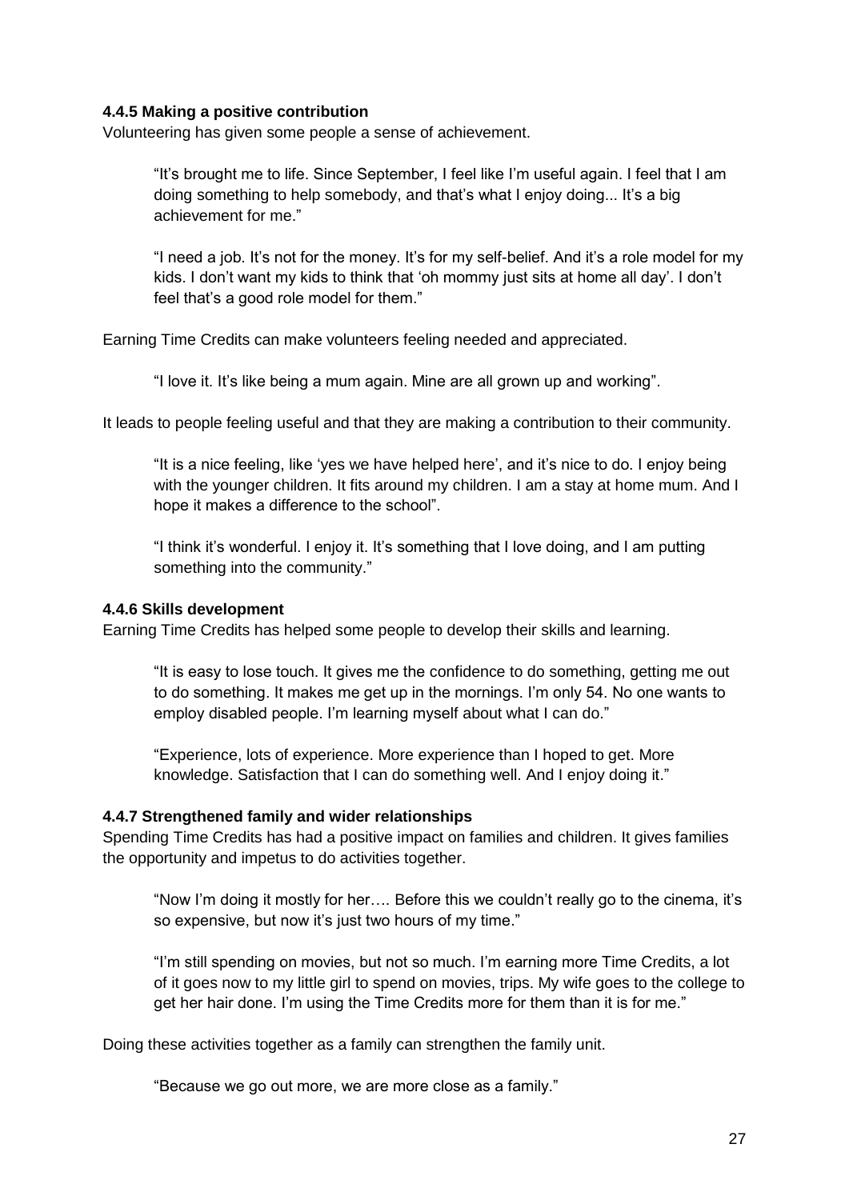#### 4.4.5 Making a positive contribution

Volunteering has given some people a sense of achievement.

> "It's brought me to life. Since September, I feel like I'm useful again. I feel that I am doing something to help somebody, and that's what I enjoy doing... It's a big achievement for me."

> "I need a job. It's not for the money. It's for my self-belief. And it's a role model for my kids. I don't want my kids to think that 'oh mommy just sits at home all day'. I don't feel that's a good role model for them."

Earning Time Credits can make volunteers feeling needed and appreciated.

> "I love it. It's like being a mum again. Mine are all grown up and working".

It leads to people feeling useful and that they are making a contribution to their community.

> "It is a nice feeling, like 'yes we have helped here', and it's nice to do. I enjoy being with the younger children. It fits around my children. I am a stay at home mum. And I hope it makes a difference to the school".

> "I think it's wonderful. I enjoy it. It's something that I love doing, and I am putting something into the community."

#### 4.4.6 Skills development

Earning Time Credits has helped some people to develop their skills and learning.

> "It is easy to lose touch. It gives me the confidence to do something, getting me out to do something. It makes me get up in the mornings. I'm only 54. No one wants to employ disabled people. I'm learning myself about what I can do."

> "Experience, lots of experience. More experience than I hoped to get. More knowledge. Satisfaction that I can do something well. And I enjoy doing it."

#### 4.4.7 Strengthened family and wider relationships

Spending Time Credits has had a positive impact on families and children. It gives families the opportunity and impetus to do activities together.

> "Now I'm doing it mostly for her…. Before this we couldn't really go to the cinema, it's so expensive, but now it's just two hours of my time."

> "I'm still spending on movies, but not so much. I'm earning more Time Credits, a lot of it goes now to my little girl to spend on movies, trips. My wife goes to the college to get her hair done. I'm using the Time Credits more for them than it is for me."

Doing these activities together as a family can strengthen the family unit.

> "Because we go out more, we are more close as a family."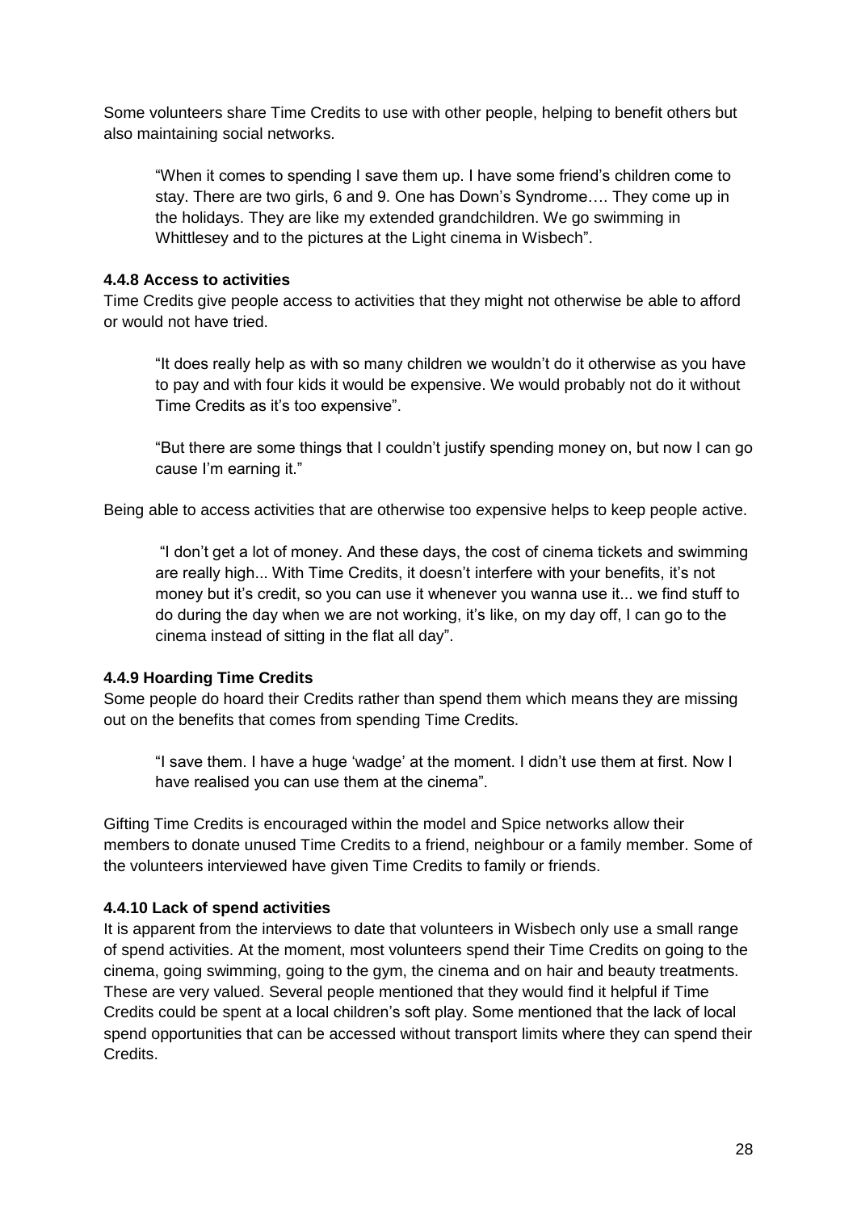Some volunteers share Time Credits to use with other people, helping to benefit others but also maintaining social networks.

> "When it comes to spending I save them up. I have some friend's children come to stay. There are two girls, 6 and 9. One has Down's Syndrome…. They come up in the holidays. They are like my extended grandchildren. We go swimming in Whittlesey and to the pictures at the Light cinema in Wisbech".

#### 4.4.8 Access to activities

Time Credits give people access to activities that they might not otherwise be able to afford or would not have tried.

> "It does really help as with so many children we wouldn't do it otherwise as you have to pay and with four kids it would be expensive. We would probably not do it without Time Credits as it's too expensive".

> "But there are some things that I couldn't justify spending money on, but now I can go cause I'm earning it."

Being able to access activities that are otherwise too expensive helps to keep people active.

> "I don't get a lot of money. And these days, the cost of cinema tickets and swimming are really high... With Time Credits, it doesn't interfere with your benefits, it's not money but it's credit, so you can use it whenever you wanna use it... we find stuff to do during the day when we are not working, it's like, on my day off, I can go to the cinema instead of sitting in the flat all day".

#### 4.4.9 Hoarding Time Credits

Some people do hoard their Credits rather than spend them which means they are missing out on the benefits that comes from spending Time Credits.

> "I save them. I have a huge 'wadge' at the moment. I didn't use them at first. Now I have realised you can use them at the cinema".

Gifting Time Credits is encouraged within the model and Spice networks allow their members to donate unused Time Credits to a friend, neighbour or a family member. Some of the volunteers interviewed have given Time Credits to family or friends.

#### 4.4.10 Lack of spend activities

It is apparent from the interviews to date that volunteers in Wisbech only use a small range of spend activities. At the moment, most volunteers spend their Time Credits on going to the cinema, going swimming, going to the gym, the cinema and on hair and beauty treatments. These are very valued. Several people mentioned that they would find it helpful if Time Credits could be spent at a local children's soft play. Some mentioned that the lack of local spend opportunities that can be accessed without transport limits where they can spend their Credits.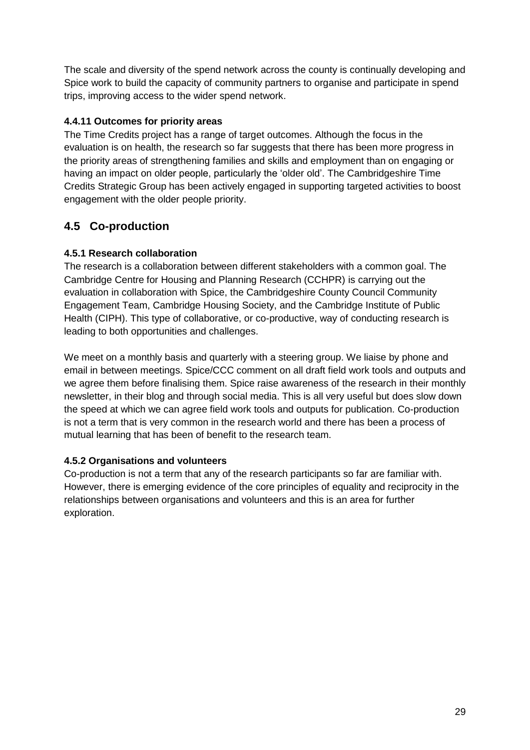The scale and diversity of the spend network across the county is continually developing and Spice work to build the capacity of community partners to organise and participate in spend trips, improving access to the wider spend network.

#### 4.4.11 Outcomes for priority areas

The Time Credits project has a range of target outcomes. Although the focus in the evaluation is on health, the research so far suggests that there has been more progress in the priority areas of strengthening families and skills and employment than on engaging or having an impact on older people, particularly the 'older old'. The Cambridgeshire Time Credits Strategic Group has been actively engaged in supporting targeted activities to boost engagement with the older people priority.

## 4.5 Co-production

#### 4.5.1 Research collaboration

The research is a collaboration between different stakeholders with a common goal. The Cambridge Centre for Housing and Planning Research (CCHPR) is carrying out the evaluation in collaboration with Spice, the Cambridgeshire County Council Community Engagement Team, Cambridge Housing Society, and the Cambridge Institute of Public Health (CIPH). This type of collaborative, or co-productive, way of conducting research is leading to both opportunities and challenges.

We meet on a monthly basis and quarterly with a steering group. We liaise by phone and email in between meetings. Spice/CCC comment on all draft field work tools and outputs and we agree them before finalising them. Spice raise awareness of the research in their monthly newsletter, in their blog and through social media. This is all very useful but does slow down the speed at which we can agree field work tools and outputs for publication. Co-production is not a term that is very common in the research world and there has been a process of mutual learning that has been of benefit to the research team.

#### 4.5.2 Organisations and volunteers

Co-production is not a term that any of the research participants so far are familiar with. However, there is emerging evidence of the core principles of equality and reciprocity in the relationships between organisations and volunteers and this is an area for further exploration.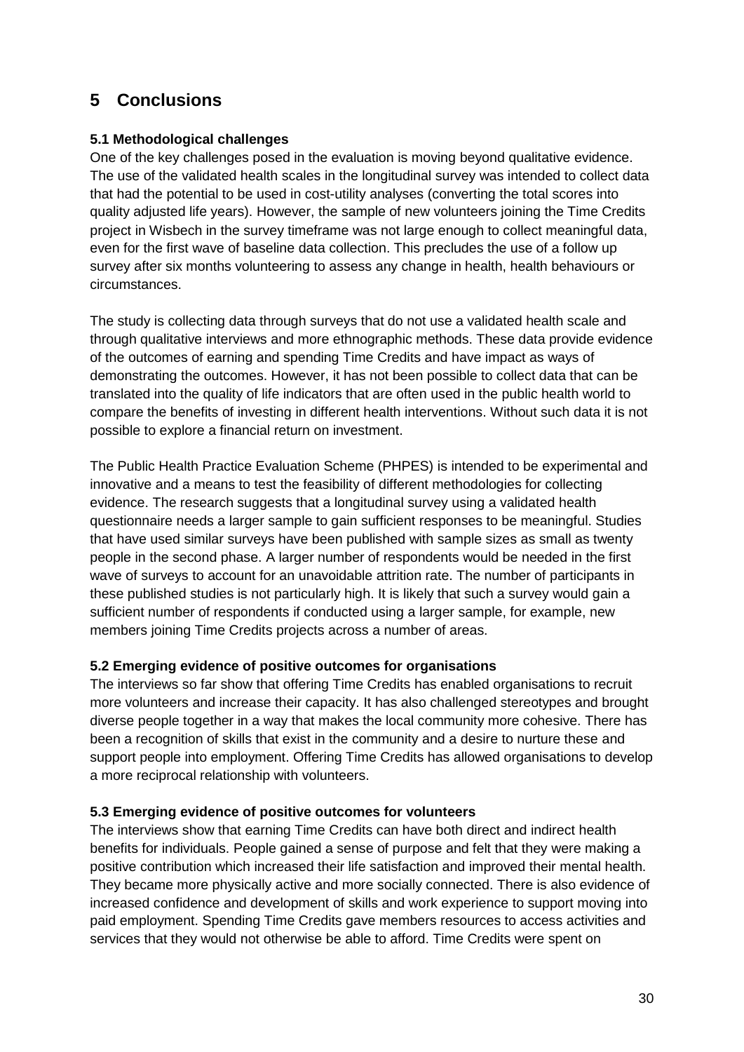# 5 Conclusions

### 5.1 Methodological challenges

One of the key challenges posed in the evaluation is moving beyond qualitative evidence. The use of the validated health scales in the longitudinal survey was intended to collect data that had the potential to be used in cost-utility analyses (converting the total scores into quality adjusted life years). However, the sample of new volunteers joining the Time Credits project in Wisbech in the survey timeframe was not large enough to collect meaningful data, even for the first wave of baseline data collection. This precludes the use of a follow up survey after six months volunteering to assess any change in health, health behaviours or circumstances.

The study is collecting data through surveys that do not use a validated health scale and through qualitative interviews and more ethnographic methods. These data provide evidence of the outcomes of earning and spending Time Credits and have impact as ways of demonstrating the outcomes. However, it has not been possible to collect data that can be translated into the quality of life indicators that are often used in the public health world to compare the benefits of investing in different health interventions. Without such data it is not possible to explore a financial return on investment.

The Public Health Practice Evaluation Scheme (PHPES) is intended to be experimental and innovative and a means to test the feasibility of different methodologies for collecting evidence. The research suggests that a longitudinal survey using a validated health questionnaire needs a larger sample to gain sufficient responses to be meaningful. Studies that have used similar surveys have been published with sample sizes as small as twenty people in the second phase. A larger number of respondents would be needed in the first wave of surveys to account for an unavoidable attrition rate. The number of participants in these published studies is not particularly high. It is likely that such a survey would gain a sufficient number of respondents if conducted using a larger sample, for example, new members joining Time Credits projects across a number of areas.

### 5.2 Emerging evidence of positive outcomes for organisations

The interviews so far show that offering Time Credits has enabled organisations to recruit more volunteers and increase their capacity. It has also challenged stereotypes and brought diverse people together in a way that makes the local community more cohesive. There has been a recognition of skills that exist in the community and a desire to nurture these and support people into employment. Offering Time Credits has allowed organisations to develop a more reciprocal relationship with volunteers.

### 5.3 Emerging evidence of positive outcomes for volunteers

The interviews show that earning Time Credits can have both direct and indirect health benefits for individuals. People gained a sense of purpose and felt that they were making a positive contribution which increased their life satisfaction and improved their mental health. They became more physically active and more socially connected. There is also evidence of increased confidence and development of skills and work experience to support moving into paid employment. Spending Time Credits gave members resources to access activities and services that they would not otherwise be able to afford. Time Credits were spent on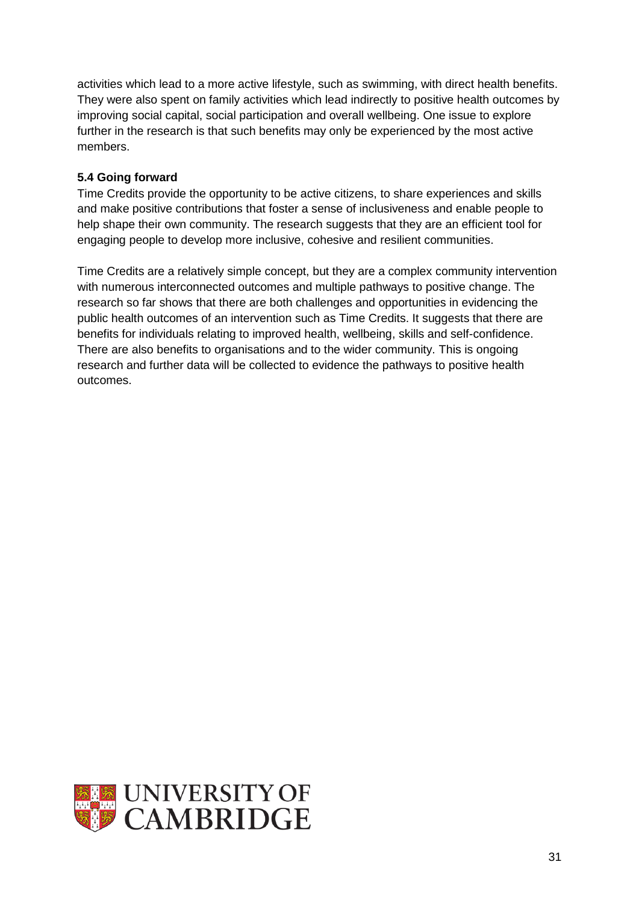activities which lead to a more active lifestyle, such as swimming, with direct health benefits. They were also spent on family activities which lead indirectly to positive health outcomes by improving social capital, social participation and overall wellbeing. One issue to explore further in the research is that such benefits may only be experienced by the most active members.

**5.4 Going forward**

Time Credits provide the opportunity to be active citizens, to share experiences and skills and make positive contributions that foster a sense of inclusiveness and enable people to help shape their own community. The research suggests that they are an efficient tool for engaging people to develop more inclusive, cohesive and resilient communities.

Time Credits are a relatively simple concept, but they are a complex community intervention with numerous interconnected outcomes and multiple pathways to positive change. The research so far shows that there are both challenges and opportunities in evidencing the public health outcomes of an intervention such as Time Credits. It suggests that there are benefits for individuals relating to improved health, wellbeing, skills and self-confidence. There are also benefits to organisations and to the wider community. This is ongoing research and further data will be collected to evidence the pathways to positive health outcomes.

UNIVERSITY OF CAMBRIDGE